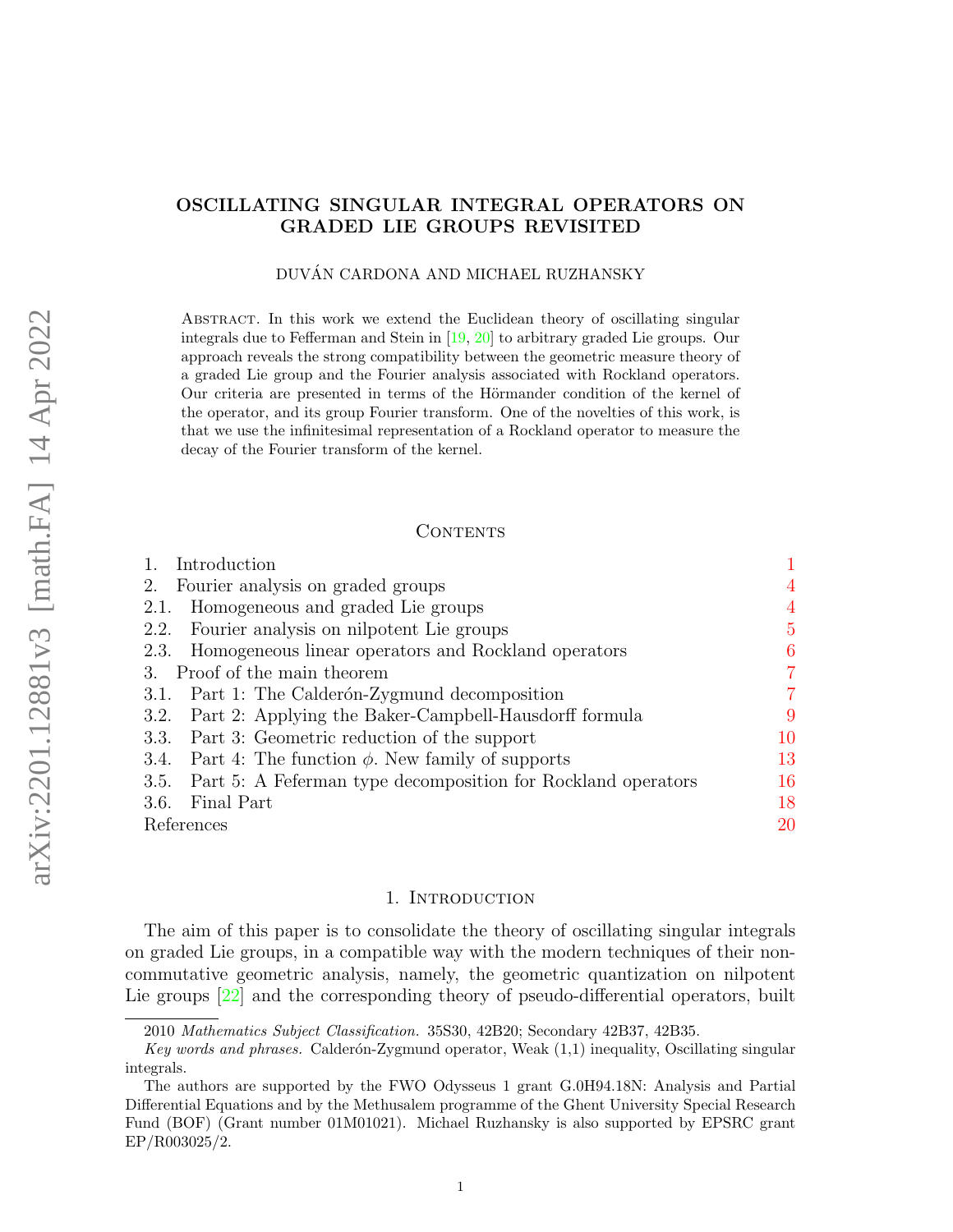# OSCILLATING SINGULAR INTEGRAL OPERATORS ON GRADED LIE GROUPS REVISITED

DUVÁN CARDONA AND MICHAEL RUZHANSKY

Abstract. In this work we extend the Euclidean theory of oscillating singular integrals due to Fefferman and Stein in [19, 20] to arbitrary graded Lie groups. Our approach reveals the strong compatibility between the geometric measure theory of a graded Lie group and the Fourier analysis associated with Rockland operators. Our criteria are presented in terms of the Hörmander condition of the kernel of the operator, and its group Fourier transform. One of the novelties of this work, is that we use the infinitesimal representation of a Rockland operator to measure the decay of the Fourier transform of the kernel.

## Contents

1. Introduction 1
2. Fourier analysis on graded groups 4
   - 2.1. Homogeneous and graded Lie groups 4
   - 2.2. Fourier analysis on nilpotent Lie groups 5
   - 2.3. Homogeneous linear operators and Rockland operators 6
3. Proof of the main theorem 7
   - 3.1. Part 1: The Calderón-Zygmund decomposition 7
   - 3.2. Part 2: Applying the Baker-Campbell-Hausdorff formula 9
   - 3.3. Part 3: Geometric reduction of the support 10
   - 3.4. Part 4: The function $\phi$. New family of supports 13
   - 3.5. Part 5: A Feferman type decomposition for Rockland operators 16
   - 3.6. Final Part 18

References 20

## 1. Introduction

The aim of this paper is to consolidate the theory of oscillating singular integrals on graded Lie groups, in a compatible way with the modern techniques of their non-commutative geometric analysis, namely, the geometric quantization on nilpotent Lie groups [22] and the corresponding theory of pseudo-differential operators, built

---

2010 *Mathematics Subject Classification.* 35S30, 42B20; Secondary 42B37, 42B35.

*Key words and phrases.* Calderón-Zygmund operator, Weak (1,1) inequality, Oscillating singular integrals.

The authors are supported by the FWO Odysseus 1 grant G.0H94.18N: Analysis and Partial Differential Equations and by the Methusalem programme of the Ghent University Special Research Fund (BOF) (Grant number 01M01021). Michael Ruzhansky is also supported by EPSRC grant EP/R003025/2.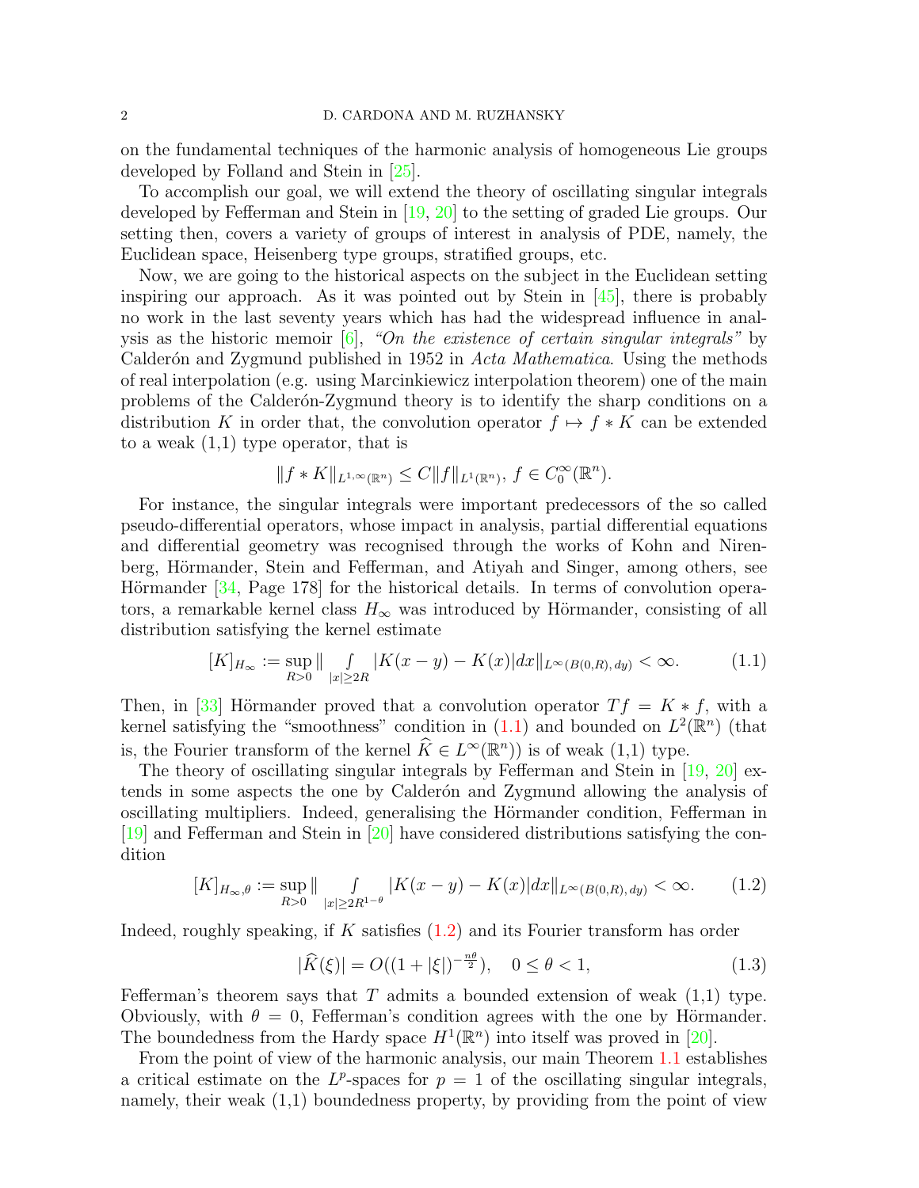on the fundamental techniques of the harmonic analysis of homogeneous Lie groups developed by Folland and Stein in [25].

To accomplish our goal, we will extend the theory of oscillating singular integrals developed by Fefferman and Stein in [19, 20] to the setting of graded Lie groups. Our setting then, covers a variety of groups of interest in analysis of PDE, namely, the Euclidean space, Heisenberg type groups, stratified groups, etc.

Now, we are going to the historical aspects on the subject in the Euclidean setting inspiring our approach. As it was pointed out by Stein in [45], there is probably no work in the last seventy years which has had the widespread influence in analysis as the historic memoir [6], *"On the existence of certain singular integrals"* by Calderón and Zygmund published in 1952 in *Acta Mathematica*. Using the methods of real interpolation (e.g. using Marcinkiewicz interpolation theorem) one of the main problems of the Calderón-Zygmund theory is to identify the sharp conditions on a distribution $K$ in order that, the convolution operator $f \mapsto f * K$ can be extended to a weak (1,1) type operator, that is

$$\|f * K\|_{L^{1,\infty}(\mathbb{R}^n)} \leq C\|f\|_{L^1(\mathbb{R}^n)},\ f \in C_0^\infty(\mathbb{R}^n).$$

For instance, the singular integrals were important predecessors of the so called pseudo-differential operators, whose impact in analysis, partial differential equations and differential geometry was recognised through the works of Kohn and Nirenberg, Hörmander, Stein and Fefferman, and Atiyah and Singer, among others, see Hörmander [34, Page 178] for the historical details. In terms of convolution operators, a remarkable kernel class $H_\infty$ was introduced by Hörmander, consisting of all distribution satisfying the kernel estimate

$$[K]_{H_\infty} := \sup_{R>0} \Big\| \int\limits_{|x|\geq 2R} |K(x-y) - K(x)|dx \Big\|_{L^\infty(B(0,R),\,dy)} < \infty. \tag{1.1}$$

Then, in [33] Hörmander proved that a convolution operator $Tf = K * f$, with a kernel satisfying the "smoothness" condition in (1.1) and bounded on $L^2(\mathbb{R}^n)$ (that is, the Fourier transform of the kernel $\widehat{K} \in L^\infty(\mathbb{R}^n)$) is of weak (1,1) type.

The theory of oscillating singular integrals by Fefferman and Stein in [19, 20] extends in some aspects the one by Calderón and Zygmund allowing the analysis of oscillating multipliers. Indeed, generalising the Hörmander condition, Fefferman in [19] and Fefferman and Stein in [20] have considered distributions satisfying the condition

$$[K]_{H_\infty,\theta} := \sup_{R>0} \Big\| \int\limits_{|x|\geq 2R^{1-\theta}} |K(x-y) - K(x)|dx \Big\|_{L^\infty(B(0,R),\,dy)} < \infty. \tag{1.2}$$

Indeed, roughly speaking, if $K$ satisfies (1.2) and its Fourier transform has order

$$|\widehat{K}(\xi)| = O((1+|\xi|)^{-\frac{n\theta}{2}}), \quad 0 \leq \theta < 1, \tag{1.3}$$

Fefferman's theorem says that $T$ admits a bounded extension of weak (1,1) type. Obviously, with $\theta = 0$, Fefferman's condition agrees with the one by Hörmander. The boundedness from the Hardy space $H^1(\mathbb{R}^n)$ into itself was proved in [20].

From the point of view of the harmonic analysis, our main Theorem 1.1 establishes a critical estimate on the $L^p$-spaces for $p = 1$ of the oscillating singular integrals, namely, their weak (1,1) boundedness property, by providing from the point of view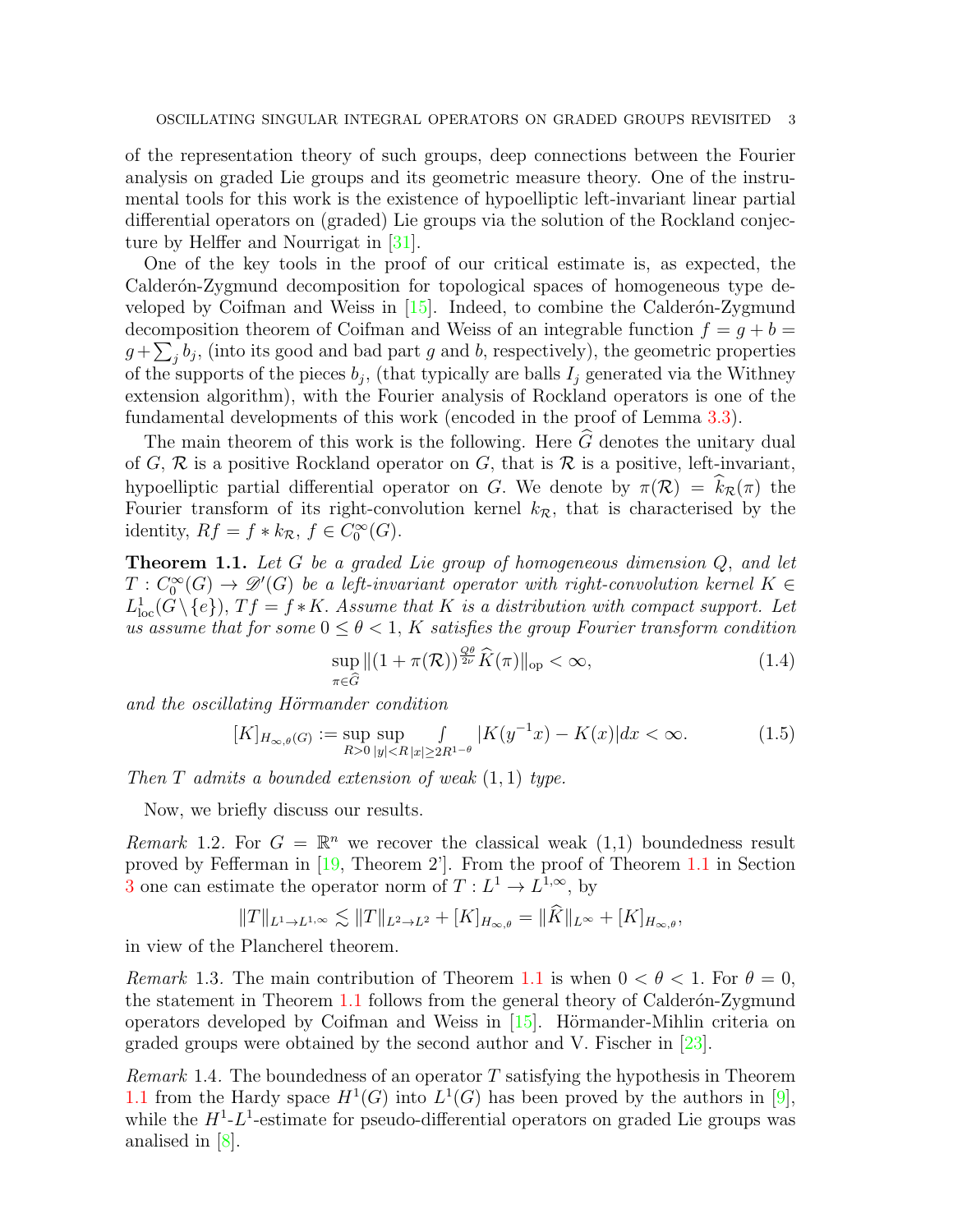of the representation theory of such groups, deep connections between the Fourier analysis on graded Lie groups and its geometric measure theory. One of the instrumental tools for this work is the existence of hypoelliptic left-invariant linear partial differential operators on (graded) Lie groups via the solution of the Rockland conjecture by Helffer and Nourrigat in [31].

One of the key tools in the proof of our critical estimate is, as expected, the Calderón-Zygmund decomposition for topological spaces of homogeneous type developed by Coifman and Weiss in [15]. Indeed, to combine the Calderón-Zygmund decomposition theorem of Coifman and Weiss of an integrable function $f = g + b = g + \sum_j b_j$, (into its good and bad part $g$ and $b$, respectively), the geometric properties of the supports of the pieces $b_j$, (that typically are balls $I_j$ generated via the Withney extension algorithm), with the Fourier analysis of Rockland operators is one of the fundamental developments of this work (encoded in the proof of Lemma 3.3).

The main theorem of this work is the following. Here $\widehat{G}$ denotes the unitary dual of $G$, $\mathcal{R}$ is a positive Rockland operator on $G$, that is $\mathcal{R}$ is a positive, left-invariant, hypoelliptic partial differential operator on $G$. We denote by $\pi(\mathcal{R}) = \widehat{k}_{\mathcal{R}}(\pi)$ the Fourier transform of its right-convolution kernel $k_{\mathcal{R}}$, that is characterised by the identity, $Rf = f * k_{\mathcal{R}}$, $f \in C_0^\infty(G)$.

**Theorem 1.1.** *Let $G$ be a graded Lie group of homogeneous dimension $Q$, and let $T : C_0^\infty(G) \to \mathscr{D}'(G)$ be a left-invariant operator with right-convolution kernel $K \in L^1_{\mathrm{loc}}(G \setminus \{e\})$, $Tf = f * K$. Assume that $K$ is a distribution with compact support. Let us assume that for some $0 \leq \theta < 1$, $K$ satisfies the group Fourier transform condition*

$$\sup_{\pi \in \widehat{G}} \|(1 + \pi(\mathcal{R}))^{\frac{Q\theta}{2\nu}} \widehat{K}(\pi)\|_{\mathrm{op}} < \infty, \tag{1.4}$$

*and the oscillating Hörmander condition*

$$[K]_{H_{\infty,\theta}(G)} := \sup_{R>0} \sup_{|y|<R} \int_{|x| \geq 2R^{1-\theta}} |K(y^{-1}x) - K(x)| dx < \infty. \tag{1.5}$$

*Then $T$ admits a bounded extension of weak $(1,1)$ type.*

Now, we briefly discuss our results.

*Remark* 1.2. For $G = \mathbb{R}^n$ we recover the classical weak (1,1) boundedness result proved by Fefferman in [19, Theorem 2']. From the proof of Theorem 1.1 in Section 3 one can estimate the operator norm of $T : L^1 \to L^{1,\infty}$, by

$$\|T\|_{L^1 \to L^{1,\infty}} \lesssim \|T\|_{L^2 \to L^2} + [K]_{H_{\infty,\theta}} = \|\widehat{K}\|_{L^\infty} + [K]_{H_{\infty,\theta}},$$

in view of the Plancherel theorem.

*Remark* 1.3. The main contribution of Theorem 1.1 is when $0 < \theta < 1$. For $\theta = 0$, the statement in Theorem 1.1 follows from the general theory of Calderón-Zygmund operators developed by Coifman and Weiss in [15]. Hörmander-Mihlin criteria on graded groups were obtained by the second author and V. Fischer in [23].

*Remark* 1.4. The boundedness of an operator $T$ satisfying the hypothesis in Theorem 1.1 from the Hardy space $H^1(G)$ into $L^1(G)$ has been proved by the authors in [9], while the $H^1$-$L^1$-estimate for pseudo-differential operators on graded Lie groups was analised in [8].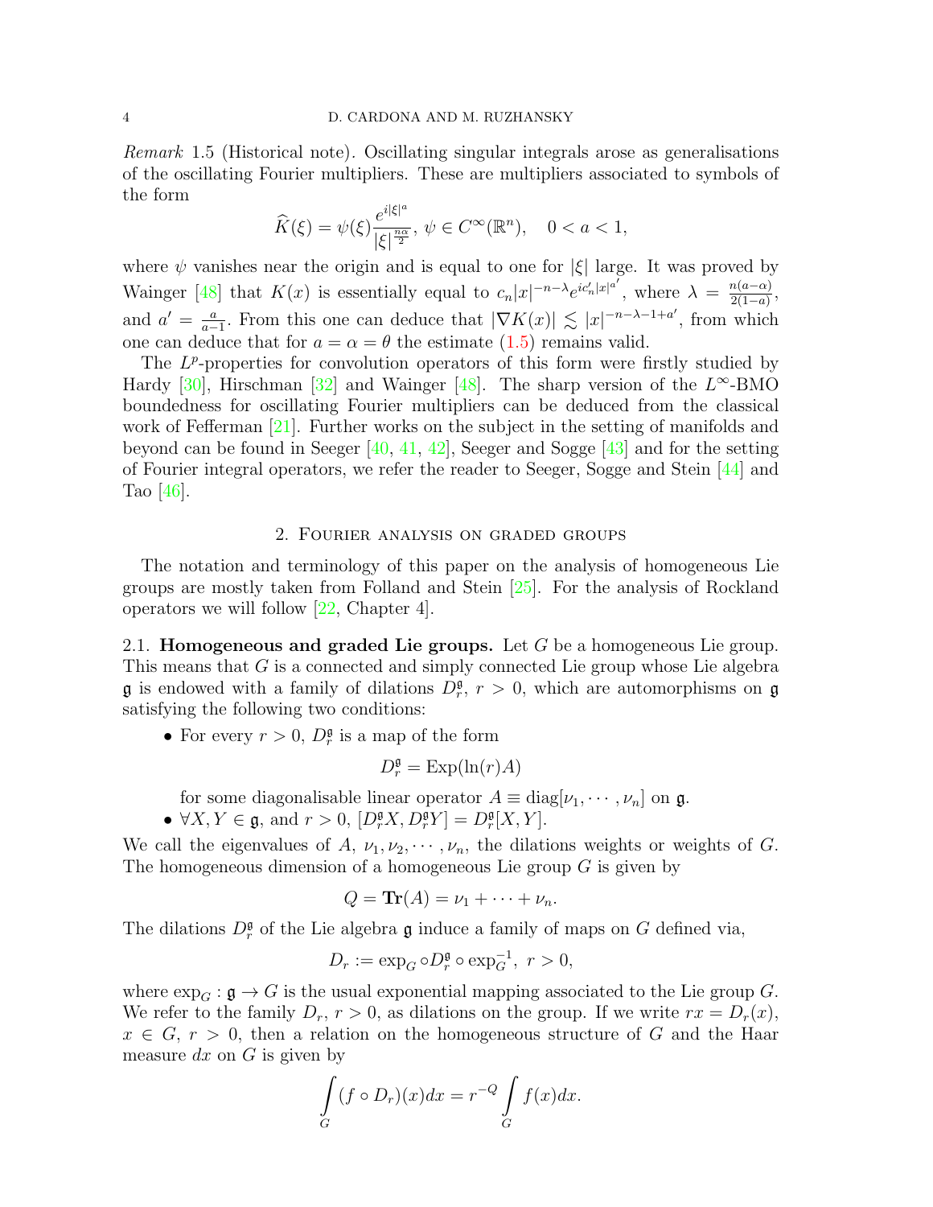*Remark* 1.5 (Historical note). Oscillating singular integrals arose as generalisations of the oscillating Fourier multipliers. These are multipliers associated to symbols of the form

$$\widehat{K}(\xi) = \psi(\xi)\frac{e^{i|\xi|^a}}{|\xi|^{\frac{n\alpha}{2}}},\ \psi \in C^\infty(\mathbb{R}^n), \quad 0 < a < 1,$$

where $\psi$ vanishes near the origin and is equal to one for $|\xi|$ large. It was proved by Wainger [48] that $K(x)$ is essentially equal to $c_n|x|^{-n-\lambda}e^{ic_n'|x|^{a'}}$, where $\lambda = \frac{n(a-\alpha)}{2(1-a)}$, and $a' = \frac{a}{a-1}$. From this one can deduce that $|\nabla K(x)| \lesssim |x|^{-n-\lambda-1+a'}$, from which one can deduce that for $a = \alpha = \theta$ the estimate (1.5) remains valid.

The $L^p$-properties for convolution operators of this form were firstly studied by Hardy [30], Hirschman [32] and Wainger [48]. The sharp version of the $L^\infty$-BMO boundedness for oscillating Fourier multipliers can be deduced from the classical work of Fefferman [21]. Further works on the subject in the setting of manifolds and beyond can be found in Seeger [40, 41, 42], Seeger and Sogge [43] and for the setting of Fourier integral operators, we refer the reader to Seeger, Sogge and Stein [44] and Tao [46].

## 2. Fourier analysis on graded groups

The notation and terminology of this paper on the analysis of homogeneous Lie groups are mostly taken from Folland and Stein [25]. For the analysis of Rockland operators we will follow [22, Chapter 4].

**2.1. Homogeneous and graded Lie groups.** Let $G$ be a homogeneous Lie group. This means that $G$ is a connected and simply connected Lie group whose Lie algebra $\mathfrak{g}$ is endowed with a family of dilations $D_r^{\mathfrak{g}}$, $r > 0$, which are automorphisms on $\mathfrak{g}$ satisfying the following two conditions:

- For every $r > 0$, $D_r^{\mathfrak{g}}$ is a map of the form
$$D_r^{\mathfrak{g}} = \mathrm{Exp}(\ln(r)A)$$
for some diagonalisable linear operator $A \equiv \mathrm{diag}[\nu_1, \cdots, \nu_n]$ on $\mathfrak{g}$.
- $\forall X, Y \in \mathfrak{g}$, and $r > 0$, $[D_r^{\mathfrak{g}}X, D_r^{\mathfrak{g}}Y] = D_r^{\mathfrak{g}}[X, Y]$.

We call the eigenvalues of $A$, $\nu_1, \nu_2, \cdots, \nu_n$, the dilations weights or weights of $G$. The homogeneous dimension of a homogeneous Lie group $G$ is given by

$$Q = \mathbf{Tr}(A) = \nu_1 + \cdots + \nu_n.$$

The dilations $D_r^{\mathfrak{g}}$ of the Lie algebra $\mathfrak{g}$ induce a family of maps on $G$ defined via,

$$D_r := \exp_G \circ D_r^{\mathfrak{g}} \circ \exp_G^{-1},\ r > 0,$$

where $\exp_G : \mathfrak{g} \to G$ is the usual exponential mapping associated to the Lie group $G$. We refer to the family $D_r$, $r > 0$, as dilations on the group. If we write $rx = D_r(x)$, $x \in G$, $r > 0$, then a relation on the homogeneous structure of $G$ and the Haar measure $dx$ on $G$ is given by

$$\int_G (f \circ D_r)(x)dx = r^{-Q}\int_G f(x)dx.$$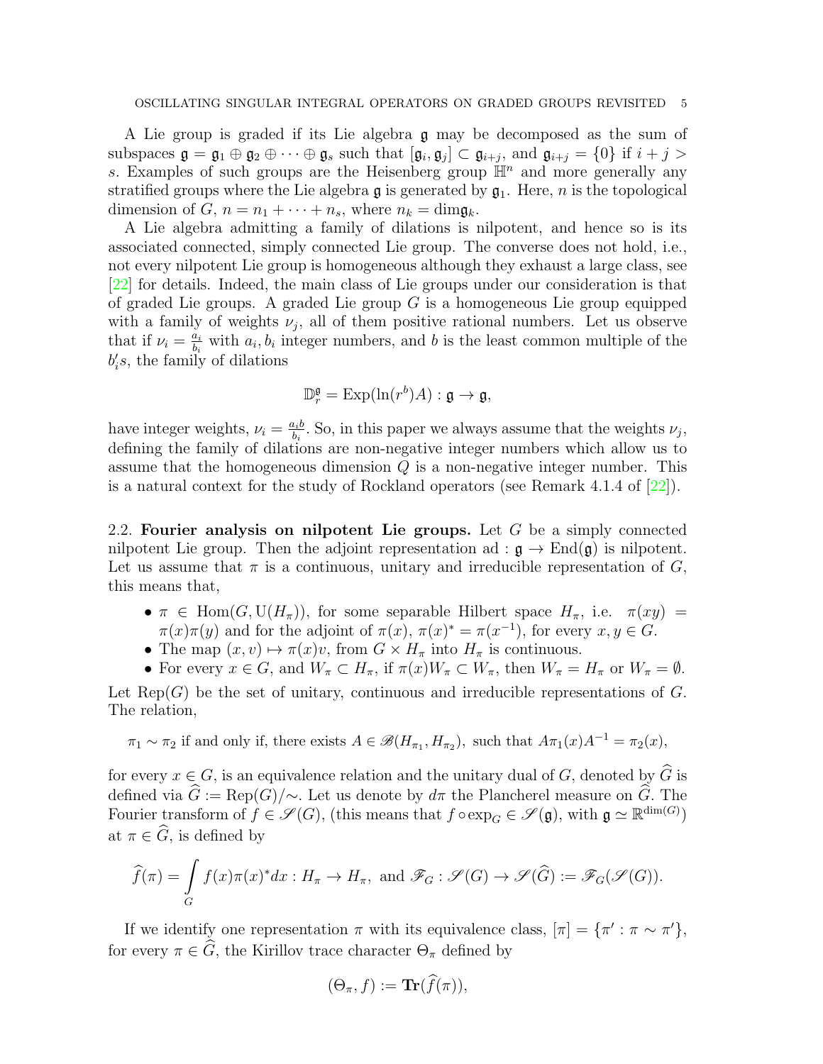A Lie group is graded if its Lie algebra $\mathfrak{g}$ may be decomposed as the sum of subspaces $\mathfrak{g} = \mathfrak{g}_1 \oplus \mathfrak{g}_2 \oplus \cdots \oplus \mathfrak{g}_s$ such that $[\mathfrak{g}_i, \mathfrak{g}_j] \subset \mathfrak{g}_{i+j}$, and $\mathfrak{g}_{i+j} = \{0\}$ if $i + j > s$. Examples of such groups are the Heisenberg group $\mathbb{H}^n$ and more generally any stratified groups where the Lie algebra $\mathfrak{g}$ is generated by $\mathfrak{g}_1$. Here, $n$ is the topological dimension of $G$, $n = n_1 + \cdots + n_s$, where $n_k = \dim \mathfrak{g}_k$.

A Lie algebra admitting a family of dilations is nilpotent, and hence so is its associated connected, simply connected Lie group. The converse does not hold, i.e., not every nilpotent Lie group is homogeneous although they exhaust a large class, see [22] for details. Indeed, the main class of Lie groups under our consideration is that of graded Lie groups. A graded Lie group $G$ is a homogeneous Lie group equipped with a family of weights $\nu_j$, all of them positive rational numbers. Let us observe that if $\nu_i = \frac{a_i}{b_i}$ with $a_i, b_i$ integer numbers, and $b$ is the least common multiple of the $b_i' s$, the family of dilations

$$\mathbb{D}_r^{\mathfrak{g}} = \mathrm{Exp}(\ln(r^b)A) : \mathfrak{g} \to \mathfrak{g},$$

have integer weights, $\nu_i = \frac{a_i b}{b_i}$. So, in this paper we always assume that the weights $\nu_j$, defining the family of dilations are non-negative integer numbers which allow us to assume that the homogeneous dimension $Q$ is a non-negative integer number. This is a natural context for the study of Rockland operators (see Remark 4.1.4 of [22]).

## 2.2. Fourier analysis on nilpotent Lie groups.

Let $G$ be a simply connected nilpotent Lie group. Then the adjoint representation $\mathrm{ad} : \mathfrak{g} \to \mathrm{End}(\mathfrak{g})$ is nilpotent. Let us assume that $\pi$ is a continuous, unitary and irreducible representation of $G$, this means that,

- $\pi \in \mathrm{Hom}(G, \mathrm{U}(H_\pi))$, for some separable Hilbert space $H_\pi$, i.e. $\pi(xy) = \pi(x)\pi(y)$ and for the adjoint of $\pi(x)$, $\pi(x)^* = \pi(x^{-1})$, for every $x, y \in G$.
- The map $(x, v) \mapsto \pi(x)v$, from $G \times H_\pi$ into $H_\pi$ is continuous.
- For every $x \in G$, and $W_\pi \subset H_\pi$, if $\pi(x)W_\pi \subset W_\pi$, then $W_\pi = H_\pi$ or $W_\pi = \emptyset$.

Let $\mathrm{Rep}(G)$ be the set of unitary, continuous and irreducible representations of $G$. The relation,

$$\pi_1 \sim \pi_2 \text{ if and only if, there exists } A \in \mathscr{B}(H_{\pi_1}, H_{\pi_2}), \text{ such that } A\pi_1(x)A^{-1} = \pi_2(x),$$

for every $x \in G$, is an equivalence relation and the unitary dual of $G$, denoted by $\widehat{G}$ is defined via $\widehat{G} := \mathrm{Rep}(G)/\sim$. Let us denote by $d\pi$ the Plancherel measure on $\widehat{G}$. The Fourier transform of $f \in \mathscr{S}(G)$, (this means that $f \circ \exp_G \in \mathscr{S}(\mathfrak{g})$, with $\mathfrak{g} \simeq \mathbb{R}^{\dim(G)}$) at $\pi \in \widehat{G}$, is defined by

$$\widehat{f}(\pi) = \int\limits_G f(x)\pi(x)^* dx : H_\pi \to H_\pi, \text{ and } \mathscr{F}_G : \mathscr{S}(G) \to \mathscr{S}(\widehat{G}) := \mathscr{F}_G(\mathscr{S}(G)).$$

If we identify one representation $\pi$ with its equivalence class, $[\pi] = \{\pi' : \pi \sim \pi'\}$, for every $\pi \in \widehat{G}$, the Kirillov trace character $\Theta_\pi$ defined by

$$(\Theta_\pi, f) := \mathbf{Tr}(\widehat{f}(\pi)),$$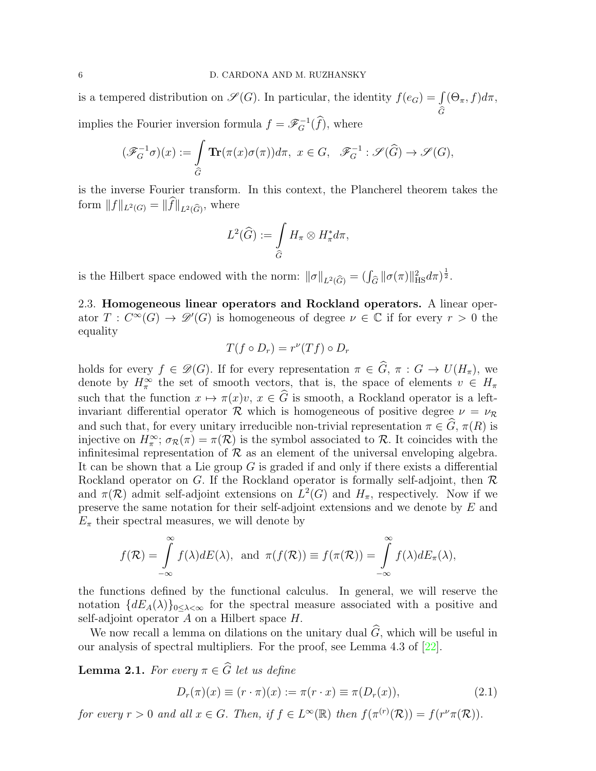is a tempered distribution on $\mathscr{S}(G)$. In particular, the identity $f(e_G) = \int\limits_{\widehat{G}} (\Theta_\pi, f) d\pi$, implies the Fourier inversion formula $f = \mathscr{F}_G^{-1}(\widehat{f})$, where

$$(\mathscr{F}_G^{-1}\sigma)(x) := \int\limits_{\widehat{G}} \mathbf{Tr}(\pi(x)\sigma(\pi)) d\pi,\ x \in G,\ \ \mathscr{F}_G^{-1} : \mathscr{S}(\widehat{G}) \to \mathscr{S}(G),$$

is the inverse Fourier transform. In this context, the Plancherel theorem takes the form $\|f\|_{L^2(G)} = \|\widehat{f}\|_{L^2(\widehat{G})}$, where

$$L^2(\widehat{G}) := \int\limits_{\widehat{G}} H_\pi \otimes H_\pi^* d\pi,$$

is the Hilbert space endowed with the norm: $\|\sigma\|_{L^2(\widehat{G})} = (\int_{\widehat{G}} \|\sigma(\pi)\|_{\mathrm{HS}}^2 d\pi)^{\frac{1}{2}}$.

### 2.3. Homogeneous linear operators and Rockland operators.

A linear operator $T : C^\infty(G) \to \mathscr{D}'(G)$ is homogeneous of degree $\nu \in \mathbb{C}$ if for every $r > 0$ the equality

$$T(f \circ D_r) = r^\nu (Tf) \circ D_r$$

holds for every $f \in \mathscr{D}(G)$. If for every representation $\pi \in \widehat{G}$, $\pi : G \to U(H_\pi)$, we denote by $H_\pi^\infty$ the set of smooth vectors, that is, the space of elements $v \in H_\pi$ such that the function $x \mapsto \pi(x)v$, $x \in \widehat{G}$ is smooth, a Rockland operator is a left-invariant differential operator $\mathcal{R}$ which is homogeneous of positive degree $\nu = \nu_{\mathcal{R}}$ and such that, for every unitary irreducible non-trivial representation $\pi \in \widehat{G}$, $\pi(R)$ is injective on $H_\pi^\infty$; $\sigma_{\mathcal{R}}(\pi) = \pi(\mathcal{R})$ is the symbol associated to $\mathcal{R}$. It coincides with the infinitesimal representation of $\mathcal{R}$ as an element of the universal enveloping algebra. It can be shown that a Lie group $G$ is graded if and only if there exists a differential Rockland operator on $G$. If the Rockland operator is formally self-adjoint, then $\mathcal{R}$ and $\pi(\mathcal{R})$ admit self-adjoint extensions on $L^2(G)$ and $H_\pi$, respectively. Now if we preserve the same notation for their self-adjoint extensions and we denote by $E$ and $E_\pi$ their spectral measures, we will denote by

$$f(\mathcal{R}) = \int\limits_{-\infty}^{\infty} f(\lambda) dE(\lambda),\ \text{ and }\ \pi(f(\mathcal{R})) \equiv f(\pi(\mathcal{R})) = \int\limits_{-\infty}^{\infty} f(\lambda) dE_\pi(\lambda),$$

the functions defined by the functional calculus. In general, we will reserve the notation $\{dE_A(\lambda)\}_{0 \leq \lambda < \infty}$ for the spectral measure associated with a positive and self-adjoint operator $A$ on a Hilbert space $H$.

We now recall a lemma on dilations on the unitary dual $\widehat{G}$, which will be useful in our analysis of spectral multipliers. For the proof, see Lemma 4.3 of [22].

**Lemma 2.1.** *For every $\pi \in \widehat{G}$ let us define*

$$D_r(\pi)(x) \equiv (r \cdot \pi)(x) := \pi(r \cdot x) \equiv \pi(D_r(x)), \tag{2.1}$$

*for every $r > 0$ and all $x \in G$. Then, if $f \in L^\infty(\mathbb{R})$ then $f(\pi^{(r)}(\mathcal{R})) = f(r^\nu \pi(\mathcal{R}))$.*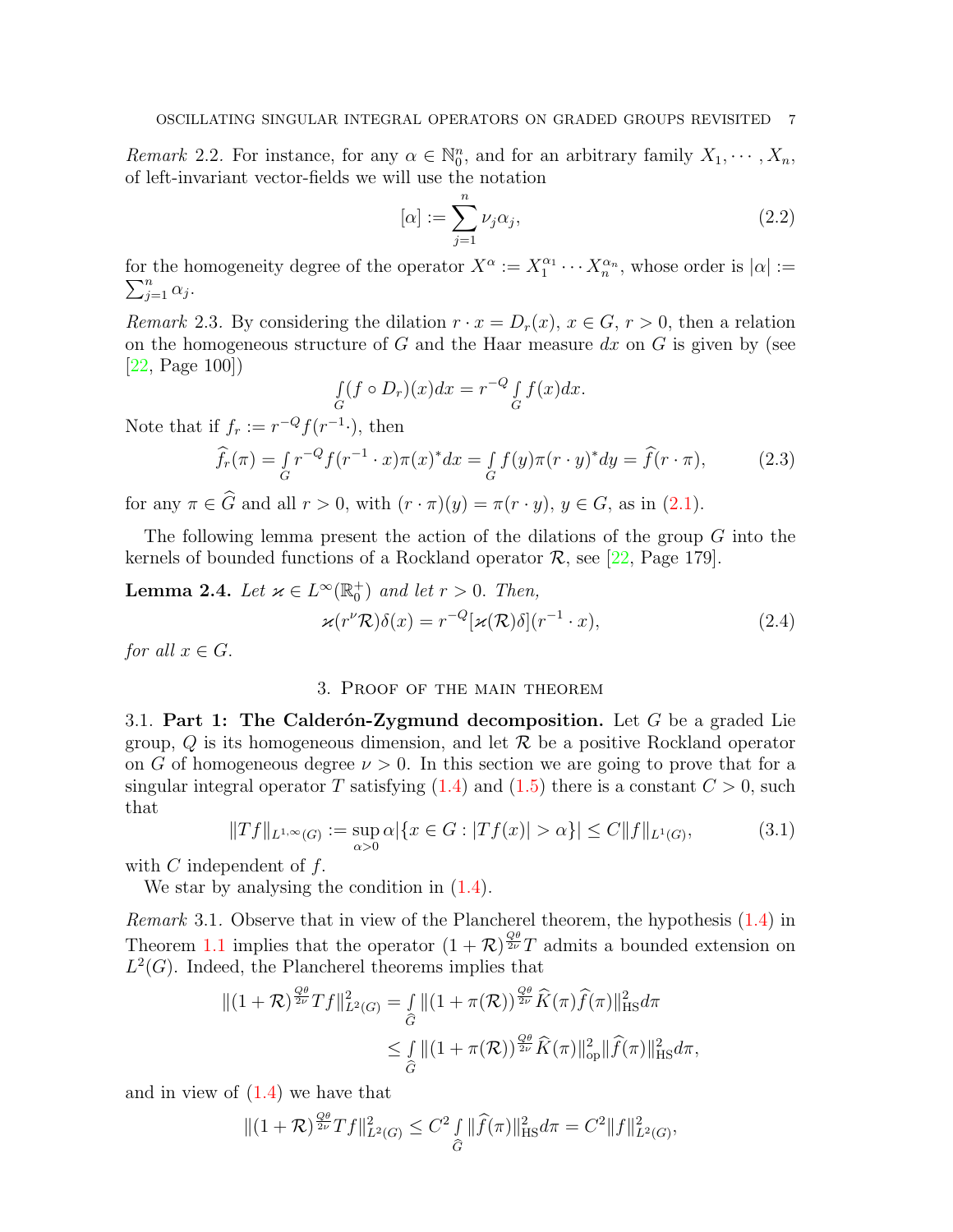*Remark* 2.2. For instance, for any $\alpha \in \mathbb{N}_0^n$, and for an arbitrary family $X_1, \cdots, X_n$, of left-invariant vector-fields we will use the notation

$$[\alpha] := \sum_{j=1}^{n} \nu_j \alpha_j, \tag{2.2}$$

for the homogeneity degree of the operator $X^\alpha := X_1^{\alpha_1} \cdots X_n^{\alpha_n}$, whose order is $|\alpha| := \sum_{j=1}^{n} \alpha_j$.

*Remark* 2.3. By considering the dilation $r \cdot x = D_r(x)$, $x \in G$, $r > 0$, then a relation on the homogeneous structure of $G$ and the Haar measure $dx$ on $G$ is given by (see [22, Page 100])

$$\int_G (f \circ D_r)(x) dx = r^{-Q} \int_G f(x) dx.$$

Note that if $f_r := r^{-Q} f(r^{-1} \cdot)$, then

$$\widehat{f_r}(\pi) = \int_G r^{-Q} f(r^{-1} \cdot x) \pi(x)^* dx = \int_G f(y) \pi(r \cdot y)^* dy = \widehat{f}(r \cdot \pi), \tag{2.3}$$

for any $\pi \in \widehat{G}$ and all $r > 0$, with $(r \cdot \pi)(y) = \pi(r \cdot y)$, $y \in G$, as in (2.1).

The following lemma present the action of the dilations of the group $G$ into the kernels of bounded functions of a Rockland operator $\mathcal{R}$, see [22, Page 179].

**Lemma 2.4.** *Let $\varkappa \in L^\infty(\mathbb{R}_0^+)$ and let $r > 0$. Then,*

$$\varkappa(r^\nu \mathcal{R}) \delta(x) = r^{-Q} [\varkappa(\mathcal{R}) \delta](r^{-1} \cdot x), \tag{2.4}$$

*for all $x \in G$.*

## 3. Proof of the main theorem

3.1. **Part 1: The Calderón-Zygmund decomposition.** Let $G$ be a graded Lie group, $Q$ is its homogeneous dimension, and let $\mathcal{R}$ be a positive Rockland operator on $G$ of homogeneous degree $\nu > 0$. In this section we are going to prove that for a singular integral operator $T$ satisfying (1.4) and (1.5) there is a constant $C > 0$, such that

$$\|Tf\|_{L^{1,\infty}(G)} := \sup_{\alpha > 0} \alpha |\{x \in G : |Tf(x)| > \alpha\}| \leq C \|f\|_{L^1(G)}, \tag{3.1}$$

with $C$ independent of $f$.

We star by analysing the condition in (1.4).

*Remark* 3.1. Observe that in view of the Plancherel theorem, the hypothesis (1.4) in Theorem 1.1 implies that the operator $(1 + \mathcal{R})^{\frac{Q\theta}{2\nu}} T$ admits a bounded extension on $L^2(G)$. Indeed, the Plancherel theorems implies that

$$\begin{aligned}
\|(1 + \mathcal{R})^{\frac{Q\theta}{2\nu}} Tf\|_{L^2(G)}^2 &= \int_{\widehat{G}} \|(1 + \pi(\mathcal{R}))^{\frac{Q\theta}{2\nu}} \widehat{K}(\pi) \widehat{f}(\pi)\|_{\mathrm{HS}}^2 d\pi \\
&\leq \int_{\widehat{G}} \|(1 + \pi(\mathcal{R}))^{\frac{Q\theta}{2\nu}} \widehat{K}(\pi)\|_{\mathrm{op}}^2 \|\widehat{f}(\pi)\|_{\mathrm{HS}}^2 d\pi,
\end{aligned}$$

and in view of (1.4) we have that

$$\|(1 + \mathcal{R})^{\frac{Q\theta}{2\nu}} Tf\|_{L^2(G)}^2 \leq C^2 \int_{\widehat{G}} \|\widehat{f}(\pi)\|_{\mathrm{HS}}^2 d\pi = C^2 \|f\|_{L^2(G)}^2,$$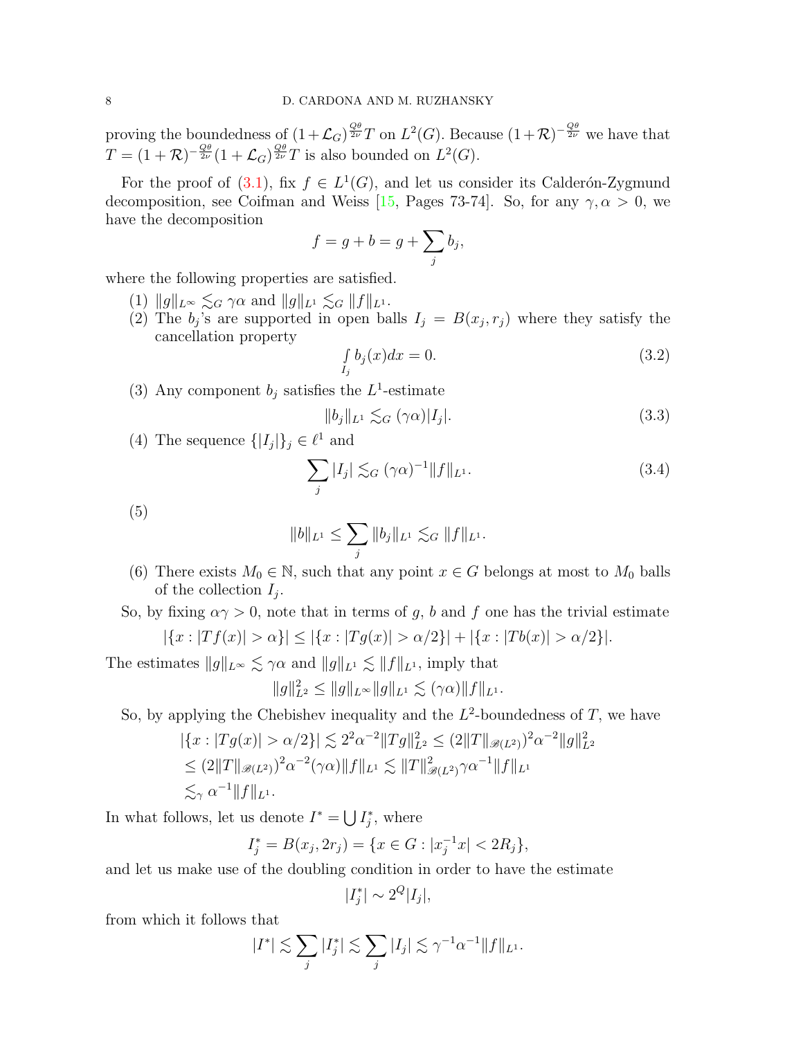proving the boundedness of $(1+\mathcal{L}_G)^{\frac{Q\theta}{2\nu}}T$ on $L^2(G)$. Because $(1+\mathcal{R})^{-\frac{Q\theta}{2\nu}}$ we have that $T=(1+\mathcal{R})^{-\frac{Q\theta}{2\nu}}(1+\mathcal{L}_G)^{\frac{Q\theta}{2\nu}}T$ is also bounded on $L^2(G)$.

For the proof of (3.1), fix $f\in L^1(G)$, and let us consider its Calderón-Zygmund decomposition, see Coifman and Weiss [15, Pages 73-74]. So, for any $\gamma,\alpha>0$, we have the decomposition

$$f=g+b=g+\sum_j b_j,$$

where the following properties are satisfied.

1. $\|g\|_{L^\infty}\lesssim_G \gamma\alpha$ and $\|g\|_{L^1}\lesssim_G \|f\|_{L^1}$.
2. The $b_j$'s are supported in open balls $I_j=B(x_j,r_j)$ where they satisfy the cancellation property
$$\int\limits_{I_j} b_j(x)dx=0. \tag{3.2}$$
3. Any component $b_j$ satisfies the $L^1$-estimate
$$\|b_j\|_{L^1}\lesssim_G (\gamma\alpha)|I_j|. \tag{3.3}$$
4. The sequence $\{|I_j|\}_j\in\ell^1$ and
$$\sum_j |I_j|\lesssim_G (\gamma\alpha)^{-1}\|f\|_{L^1}. \tag{3.4}$$
5. $$\|b\|_{L^1}\leq \sum_j\|b_j\|_{L^1}\lesssim_G \|f\|_{L^1}.$$
6. There exists $M_0\in\mathbb{N}$, such that any point $x\in G$ belongs at most to $M_0$ balls of the collection $I_j$.

So, by fixing $\alpha\gamma>0$, note that in terms of $g$, $b$ and $f$ one has the trivial estimate

$$|\{x:|Tf(x)|>\alpha\}|\leq |\{x:|Tg(x)|>\alpha/2\}|+|\{x:|Tb(x)|>\alpha/2\}|.$$

The estimates $\|g\|_{L^\infty}\lesssim \gamma\alpha$ and $\|g\|_{L^1}\lesssim\|f\|_{L^1}$, imply that

$$\|g\|_{L^2}^2\leq \|g\|_{L^\infty}\|g\|_{L^1}\lesssim (\gamma\alpha)\|f\|_{L^1}.$$

So, by applying the Chebishev inequality and the $L^2$-boundedness of $T$, we have

$$\begin{aligned}
|\{x:|Tg(x)|>\alpha/2\}| &\lesssim 2^2\alpha^{-2}\|Tg\|_{L^2}^2\leq (2\|T\|_{\mathscr{B}(L^2)})^2\alpha^{-2}\|g\|_{L^2}^2\\
&\leq (2\|T\|_{\mathscr{B}(L^2)})^2\alpha^{-2}(\gamma\alpha)\|f\|_{L^1}\lesssim \|T\|_{\mathscr{B}(L^2)}^2\gamma\alpha^{-1}\|f\|_{L^1}\\
&\lesssim_\gamma \alpha^{-1}\|f\|_{L^1}.
\end{aligned}$$

In what follows, let us denote $I^*=\bigcup I_j^*$, where

$$I_j^*=B(x_j,2r_j)=\{x\in G: |x_j^{-1}x|<2R_j\},$$

and let us make use of the doubling condition in order to have the estimate

$$|I_j^*|\sim 2^Q|I_j|,$$

from which it follows that

$$|I^*|\lesssim\sum_j|I_j^*|\lesssim\sum_j|I_j|\lesssim\gamma^{-1}\alpha^{-1}\|f\|_{L^1}.$$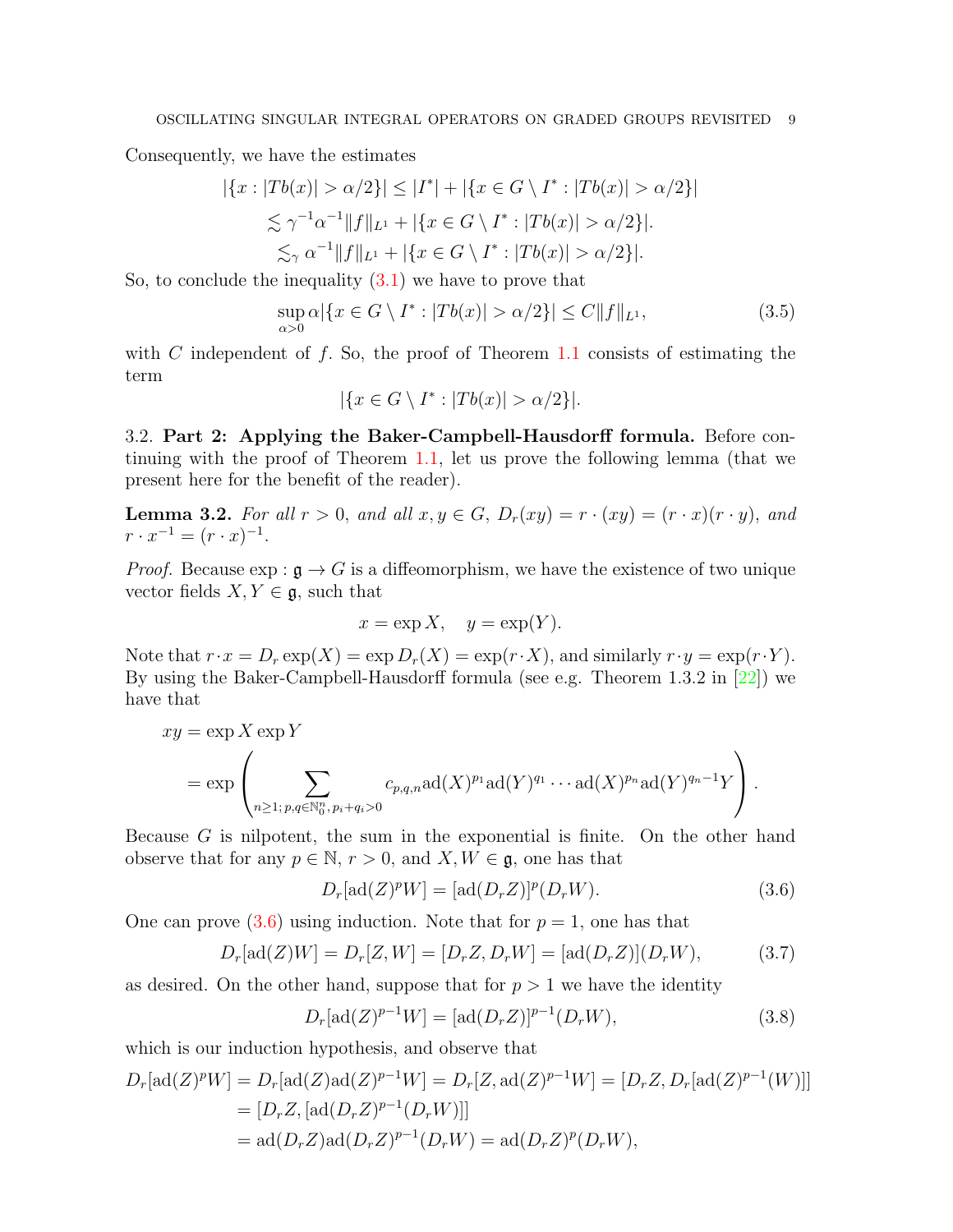Consequently, we have the estimates

$$
\begin{aligned}
|\{x : |Tb(x)| > \alpha/2\}| &\leq |I^*| + |\{x \in G \setminus I^* : |Tb(x)| > \alpha/2\}| \\
&\lesssim \gamma^{-1}\alpha^{-1}\|f\|_{L^1} + |\{x \in G \setminus I^* : |Tb(x)| > \alpha/2\}|. \\
&\lesssim_\gamma \alpha^{-1}\|f\|_{L^1} + |\{x \in G \setminus I^* : |Tb(x)| > \alpha/2\}|.
\end{aligned}
$$

So, to conclude the inequality (3.1) we have to prove that

$$
\sup_{\alpha>0} \alpha|\{x \in G \setminus I^* : |Tb(x)| > \alpha/2\}| \leq C\|f\|_{L^1}, \tag{3.5}
$$

with $C$ independent of $f$. So, the proof of Theorem 1.1 consists of estimating the term

$$
|\{x \in G \setminus I^* : |Tb(x)| > \alpha/2\}|.
$$

3.2. **Part 2: Applying the Baker-Campbell-Hausdorff formula.** Before continuing with the proof of Theorem 1.1, let us prove the following lemma (that we present here for the benefit of the reader).

**Lemma 3.2.** *For all $r > 0$, and all $x, y \in G$, $D_r(xy) = r \cdot (xy) = (r \cdot x)(r \cdot y)$, and $r \cdot x^{-1} = (r \cdot x)^{-1}$.*

*Proof.* Because $\exp : \mathfrak{g} \to G$ is a diffeomorphism, we have the existence of two unique vector fields $X, Y \in \mathfrak{g}$, such that

$$
x = \exp X, \quad y = \exp(Y).
$$

Note that $r \cdot x = D_r \exp(X) = \exp D_r(X) = \exp(r \cdot X)$, and similarly $r \cdot y = \exp(r \cdot Y)$. By using the Baker-Campbell-Hausdorff formula (see e.g. Theorem 1.3.2 in [22]) we have that

$$
\begin{aligned}
xy &= \exp X \exp Y \\
&= \exp\left( \sum_{n\geq 1;\, p,q\in\mathbb{N}_0^n,\, p_i+q_i>0} c_{p,q,n} \mathrm{ad}(X)^{p_1}\mathrm{ad}(Y)^{q_1} \cdots \mathrm{ad}(X)^{p_n}\mathrm{ad}(Y)^{q_n-1}Y \right).
\end{aligned}
$$

Because $G$ is nilpotent, the sum in the exponential is finite. On the other hand observe that for any $p \in \mathbb{N}$, $r > 0$, and $X, W \in \mathfrak{g}$, one has that

$$
D_r[\mathrm{ad}(Z)^p W] = [\mathrm{ad}(D_r Z)]^p (D_r W). \tag{3.6}
$$

One can prove (3.6) using induction. Note that for $p = 1$, one has that

$$
D_r[\mathrm{ad}(Z)W] = D_r[Z, W] = [D_r Z, D_r W] = [\mathrm{ad}(D_r Z)](D_r W), \tag{3.7}
$$

as desired. On the other hand, suppose that for $p > 1$ we have the identity

$$
D_r[\mathrm{ad}(Z)^{p-1}W] = [\mathrm{ad}(D_r Z)]^{p-1}(D_r W), \tag{3.8}
$$

which is our induction hypothesis, and observe that

$$
\begin{aligned}
D_r[\mathrm{ad}(Z)^p W] &= D_r[\mathrm{ad}(Z)\mathrm{ad}(Z)^{p-1}W] = D_r[Z, \mathrm{ad}(Z)^{p-1}W] = [D_r Z, D_r[\mathrm{ad}(Z)^{p-1}(W)]] \\
&= [D_r Z, [\mathrm{ad}(D_r Z)^{p-1}(D_r W)]] \\
&= \mathrm{ad}(D_r Z)\mathrm{ad}(D_r Z)^{p-1}(D_r W) = \mathrm{ad}(D_r Z)^p(D_r W),
\end{aligned}
$$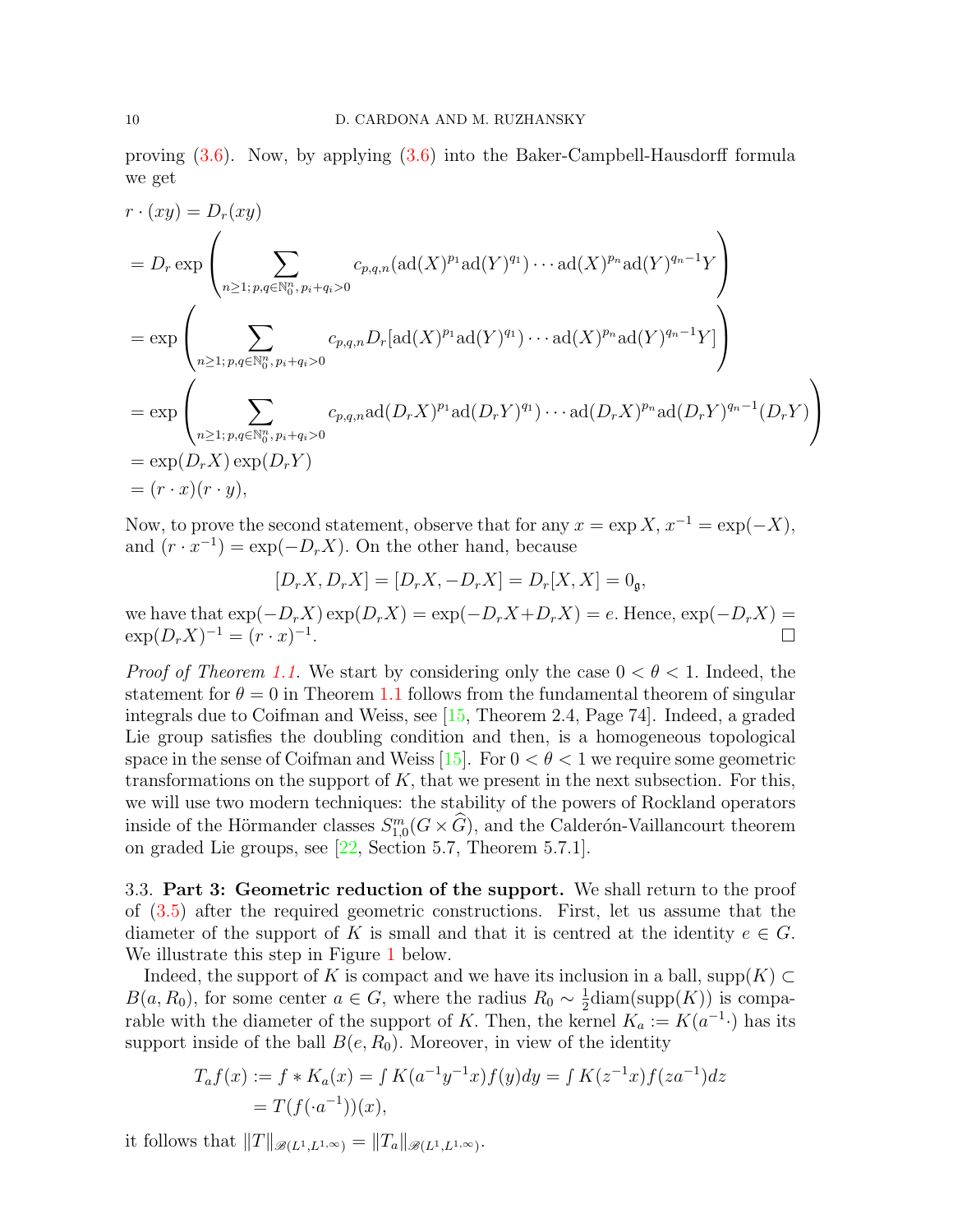proving (3.6). Now, by applying (3.6) into the Baker-Campbell-Hausdorff formula we get

$$
\begin{aligned}
& r\cdot(xy) = D_r(xy) \\
& = D_r \exp\left(\sum_{n\geq 1;\, p,q\in\mathbb{N}_0^n,\, p_i+q_i>0} c_{p,q,n}(\mathrm{ad}(X)^{p_1}\mathrm{ad}(Y)^{q_1})\cdots \mathrm{ad}(X)^{p_n}\mathrm{ad}(Y)^{q_n-1}Y\right) \\
& = \exp\left(\sum_{n\geq 1;\, p,q\in\mathbb{N}_0^n,\, p_i+q_i>0} c_{p,q,n}D_r[\mathrm{ad}(X)^{p_1}\mathrm{ad}(Y)^{q_1})\cdots \mathrm{ad}(X)^{p_n}\mathrm{ad}(Y)^{q_n-1}Y]\right) \\
& = \exp\left(\sum_{n\geq 1;\, p,q\in\mathbb{N}_0^n,\, p_i+q_i>0} c_{p,q,n}\mathrm{ad}(D_rX)^{p_1}\mathrm{ad}(D_rY)^{q_1})\cdots \mathrm{ad}(D_rX)^{p_n}\mathrm{ad}(D_rY)^{q_n-1}(D_rY)\right) \\
& = \exp(D_rX)\exp(D_rY) \\
& = (r\cdot x)(r\cdot y),
\end{aligned}
$$

Now, to prove the second statement, observe that for any $x=\exp X$, $x^{-1}=\exp(-X)$, and $(r\cdot x^{-1})=\exp(-D_rX)$. On the other hand, because

$$[D_rX, D_rX] = [D_rX, -D_rX] = D_r[X,X] = 0_{\mathfrak{g}},$$

we have that $\exp(-D_rX)\exp(D_rX)=\exp(-D_rX+D_rX)=e$. Hence, $\exp(-D_rX)=\exp(D_rX)^{-1}=(r\cdot x)^{-1}$. ◻

*Proof of Theorem 1.1.* We start by considering only the case $0<\theta<1$. Indeed, the statement for $\theta=0$ in Theorem 1.1 follows from the fundamental theorem of singular integrals due to Coifman and Weiss, see [15, Theorem 2.4, Page 74]. Indeed, a graded Lie group satisfies the doubling condition and then, is a homogeneous topological space in the sense of Coifman and Weiss [15]. For $0<\theta<1$ we require some geometric transformations on the support of $K$, that we present in the next subsection. For this, we will use two modern techniques: the stability of the powers of Rockland operators inside of the Hörmander classes $S^m_{1,0}(G\times\widehat{G})$, and the Calderón-Vaillancourt theorem on graded Lie groups, see [22, Section 5.7, Theorem 5.7.1].

3.3. **Part 3: Geometric reduction of the support.** We shall return to the proof of (3.5) after the required geometric constructions. First, let us assume that the diameter of the support of $K$ is small and that it is centred at the identity $e\in G$. We illustrate this step in Figure 1 below.

Indeed, the support of $K$ is compact and we have its inclusion in a ball, $\mathrm{supp}(K)\subset B(a,R_0)$, for some center $a\in G$, where the radius $R_0\sim\frac{1}{2}\mathrm{diam}(\mathrm{supp}(K))$ is comparable with the diameter of the support of $K$. Then, the kernel $K_a:=K(a^{-1}\cdot)$ has its support inside of the ball $B(e,R_0)$. Moreover, in view of the identity

$$
\begin{aligned}
T_af(x) &:= f*K_a(x) = \smallint K(a^{-1}y^{-1}x)f(y)dy = \smallint K(z^{-1}x)f(za^{-1})dz \\
&= T(f(\cdot a^{-1}))(x),
\end{aligned}
$$

it follows that $\|T\|_{\mathscr{B}(L^1,L^{1,\infty})}=\|T_a\|_{\mathscr{B}(L^1,L^{1,\infty})}$.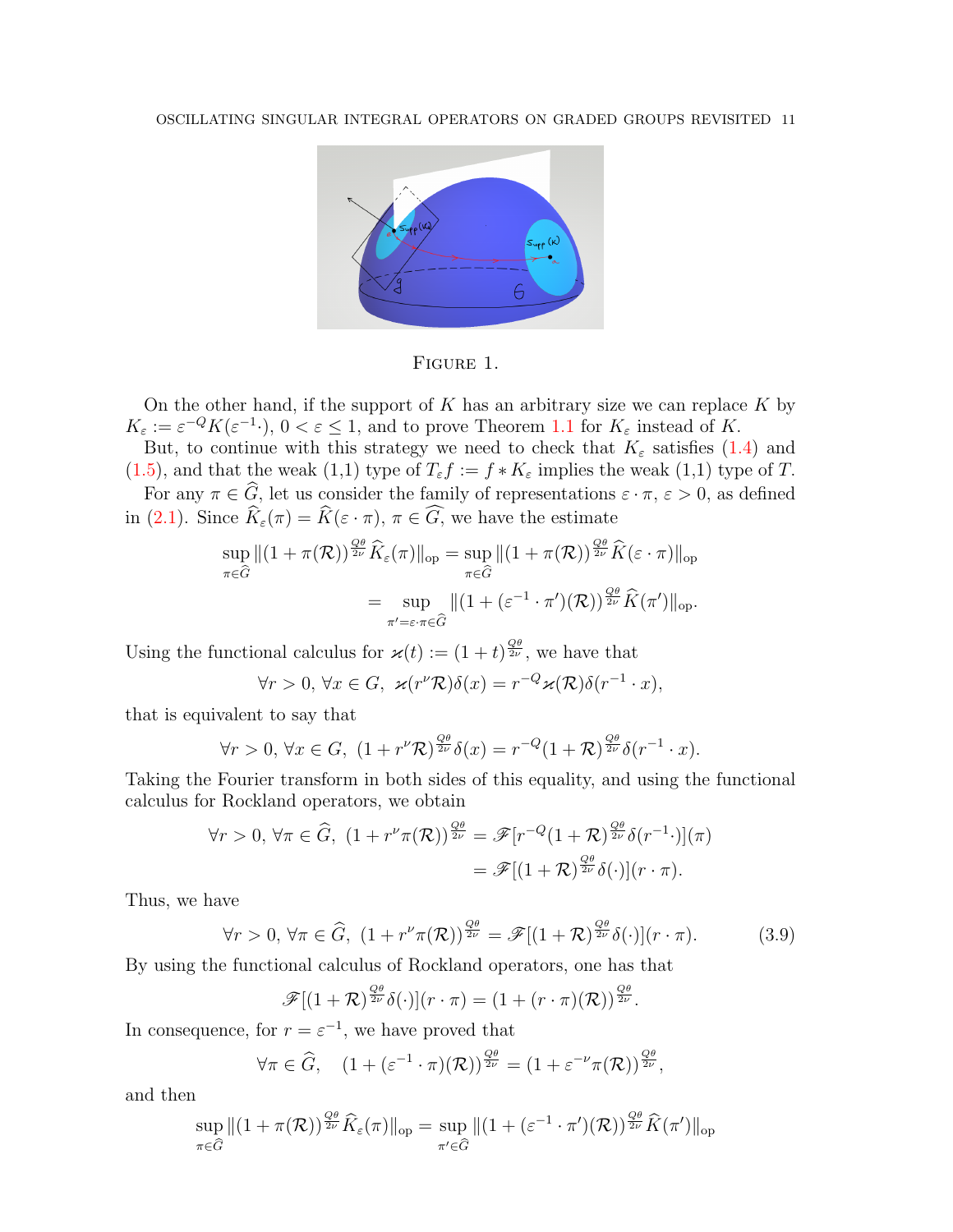FIGURE 1.

On the other hand, if the support of $K$ has an arbitrary size we can replace $K$ by $K_\varepsilon := \varepsilon^{-Q}K(\varepsilon^{-1}\cdot)$, $0<\varepsilon\leq 1$, and to prove Theorem 1.1 for $K_\varepsilon$ instead of $K$.

But, to continue with this strategy we need to check that $K_\varepsilon$ satisfies (1.4) and (1.5), and that the weak (1,1) type of $T_\varepsilon f := f * K_\varepsilon$ implies the weak (1,1) type of $T$.

For any $\pi\in\widehat{G}$, let us consider the family of representations $\varepsilon\cdot\pi$, $\varepsilon>0$, as defined in (2.1). Since $\widehat{K}_\varepsilon(\pi)=\widehat{K}(\varepsilon\cdot\pi)$, $\pi\in\widehat{G}$, we have the estimate

$$\sup_{\pi\in\widehat{G}}\|(1+\pi(\mathcal{R}))^{\frac{Q\theta}{2\nu}}\widehat{K}_\varepsilon(\pi)\|_{\text{op}}=\sup_{\pi\in\widehat{G}}\|(1+\pi(\mathcal{R}))^{\frac{Q\theta}{2\nu}}\widehat{K}(\varepsilon\cdot\pi)\|_{\text{op}}$$
$$=\sup_{\pi'=\varepsilon\cdot\pi\in\widehat{G}}\|(1+(\varepsilon^{-1}\cdot\pi')(\mathcal{R}))^{\frac{Q\theta}{2\nu}}\widehat{K}(\pi')\|_{\text{op}}.$$

Using the functional calculus for $\varkappa(t):=(1+t)^{\frac{Q\theta}{2\nu}}$, we have that

$$\forall r>0,\,\forall x\in G,\;\varkappa(r^{\nu}\mathcal{R})\delta(x)=r^{-Q}\varkappa(\mathcal{R})\delta(r^{-1}\cdot x),$$

that is equivalent to say that

$$\forall r>0,\,\forall x\in G,\;(1+r^{\nu}\mathcal{R})^{\frac{Q\theta}{2\nu}}\delta(x)=r^{-Q}(1+\mathcal{R})^{\frac{Q\theta}{2\nu}}\delta(r^{-1}\cdot x).$$

Taking the Fourier transform in both sides of this equality, and using the functional calculus for Rockland operators, we obtain

$$\forall r>0,\,\forall \pi\in\widehat{G},\;(1+r^{\nu}\pi(\mathcal{R}))^{\frac{Q\theta}{2\nu}}=\mathscr{F}[r^{-Q}(1+\mathcal{R})^{\frac{Q\theta}{2\nu}}\delta(r^{-1}\cdot)](\pi)$$
$$=\mathscr{F}[(1+\mathcal{R})^{\frac{Q\theta}{2\nu}}\delta(\cdot)](r\cdot\pi).$$

Thus, we have

$$\forall r>0,\,\forall \pi\in\widehat{G},\;(1+r^{\nu}\pi(\mathcal{R}))^{\frac{Q\theta}{2\nu}}=\mathscr{F}[(1+\mathcal{R})^{\frac{Q\theta}{2\nu}}\delta(\cdot)](r\cdot\pi). \tag{3.9}$$

By using the functional calculus of Rockland operators, one has that

$$\mathscr{F}[(1+\mathcal{R})^{\frac{Q\theta}{2\nu}}\delta(\cdot)](r\cdot\pi)=(1+(r\cdot\pi)(\mathcal{R}))^{\frac{Q\theta}{2\nu}}.$$

In consequence, for $r=\varepsilon^{-1}$, we have proved that

$$\forall \pi\in\widehat{G},\quad (1+(\varepsilon^{-1}\cdot\pi)(\mathcal{R}))^{\frac{Q\theta}{2\nu}}=(1+\varepsilon^{-\nu}\pi(\mathcal{R}))^{\frac{Q\theta}{2\nu}},$$

and then

$$\sup_{\pi\in\widehat{G}}\|(1+\pi(\mathcal{R}))^{\frac{Q\theta}{2\nu}}\widehat{K}_\varepsilon(\pi)\|_{\text{op}}=\sup_{\pi'\in\widehat{G}}\|(1+(\varepsilon^{-1}\cdot\pi')(\mathcal{R}))^{\frac{Q\theta}{2\nu}}\widehat{K}(\pi')\|_{\text{op}}$$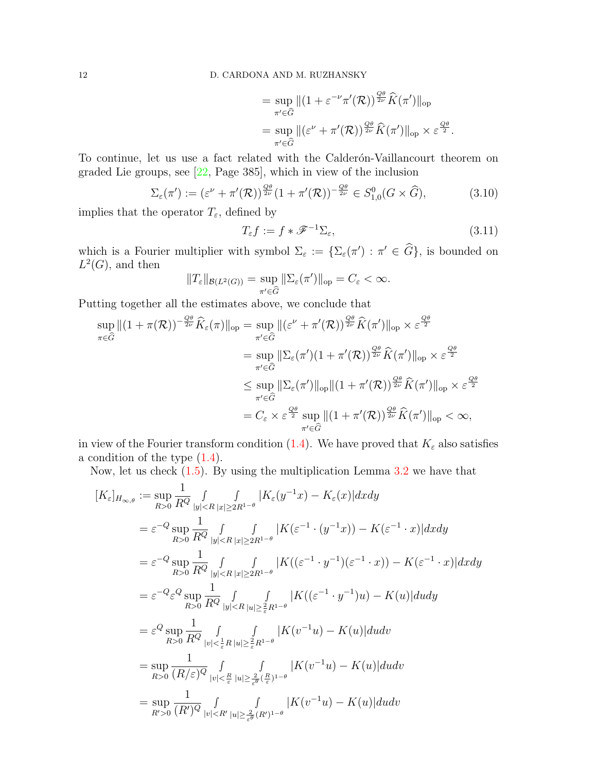$$
\begin{aligned}
&= \sup_{\pi'\in\widehat{G}} \|(1+\varepsilon^{-\nu}\pi'(\mathcal{R}))^{\frac{Q\theta}{2\nu}}\widehat{K}(\pi')\|_{\mathrm{op}}\\
&= \sup_{\pi'\in\widehat{G}} \|(\varepsilon^{\nu}+\pi'(\mathcal{R}))^{\frac{Q\theta}{2\nu}}\widehat{K}(\pi')\|_{\mathrm{op}} \times \varepsilon^{\frac{Q\theta}{2}}.
\end{aligned}
$$

To continue, let us use a fact related with the Calderón-Vaillancourt theorem on graded Lie groups, see [22, Page 385], which in view of the inclusion

$$
\Sigma_\varepsilon(\pi') := (\varepsilon^{\nu}+\pi'(\mathcal{R}))^{\frac{Q\theta}{2\nu}}(1+\pi'(\mathcal{R}))^{-\frac{Q\theta}{2\nu}} \in S^0_{1,0}(G\times\widehat{G}), \tag{3.10}
$$

implies that the operator $T_\varepsilon$, defined by

$$
T_\varepsilon f := f * \mathscr{F}^{-1}\Sigma_\varepsilon, \tag{3.11}
$$

which is a Fourier multiplier with symbol $\Sigma_\varepsilon := \{\Sigma_\varepsilon(\pi') : \pi' \in \widehat{G}\}$, is bounded on $L^2(G)$, and then

$$
\|T_\varepsilon\|_{\mathcal{B}(L^2(G))} = \sup_{\pi'\in\widehat{G}} \|\Sigma_\varepsilon(\pi')\|_{\mathrm{op}} = C_\varepsilon < \infty.
$$

Putting together all the estimates above, we conclude that

$$
\begin{aligned}
\sup_{\pi\in\widehat{G}} \|(1+\pi(\mathcal{R}))^{-\frac{Q\theta}{2\nu}}\widehat{K}_\varepsilon(\pi)\|_{\mathrm{op}} &= \sup_{\pi'\in\widehat{G}} \|(\varepsilon^{\nu}+\pi'(\mathcal{R}))^{\frac{Q\theta}{2\nu}}\widehat{K}(\pi')\|_{\mathrm{op}} \times \varepsilon^{\frac{Q\theta}{2}}\\
&= \sup_{\pi'\in\widehat{G}} \|\Sigma_\varepsilon(\pi')(1+\pi'(\mathcal{R}))^{\frac{Q\theta}{2\nu}}\widehat{K}(\pi')\|_{\mathrm{op}} \times \varepsilon^{\frac{Q\theta}{2}}\\
&\leq \sup_{\pi'\in\widehat{G}} \|\Sigma_\varepsilon(\pi')\|_{\mathrm{op}} \|(1+\pi'(\mathcal{R}))^{\frac{Q\theta}{2\nu}}\widehat{K}(\pi')\|_{\mathrm{op}} \times \varepsilon^{\frac{Q\theta}{2}}\\
&= C_\varepsilon \times \varepsilon^{\frac{Q\theta}{2}} \sup_{\pi'\in\widehat{G}} \|(1+\pi'(\mathcal{R}))^{\frac{Q\theta}{2\nu}}\widehat{K}(\pi')\|_{\mathrm{op}} < \infty,
\end{aligned}
$$

in view of the Fourier transform condition (1.4). We have proved that $K_\varepsilon$ also satisfies a condition of the type (1.4).

Now, let us check (1.5). By using the multiplication Lemma 3.2 we have that

$$
\begin{aligned}
[K_\varepsilon]_{H_{\infty,\theta}} &:= \sup_{R>0} \frac{1}{R^Q} \int\limits_{|y|<R} \int\limits_{|x|\geq 2R^{1-\theta}} |K_\varepsilon(y^{-1}x) - K_\varepsilon(x)| dx dy\\
&= \varepsilon^{-Q} \sup_{R>0} \frac{1}{R^Q} \int\limits_{|y|<R} \int\limits_{|x|\geq 2R^{1-\theta}} |K(\varepsilon^{-1}\cdot(y^{-1}x)) - K(\varepsilon^{-1}\cdot x)| dx dy\\
&= \varepsilon^{-Q} \sup_{R>0} \frac{1}{R^Q} \int\limits_{|y|<R} \int\limits_{|x|\geq 2R^{1-\theta}} |K((\varepsilon^{-1}\cdot y^{-1})(\varepsilon^{-1}\cdot x)) - K(\varepsilon^{-1}\cdot x)| dx dy\\
&= \varepsilon^{-Q}\varepsilon^{Q} \sup_{R>0} \frac{1}{R^Q} \int\limits_{|y|<R} \int\limits_{|u|\geq \frac{2}{\varepsilon}R^{1-\theta}} |K((\varepsilon^{-1}\cdot y^{-1})u) - K(u)| du dy\\
&= \varepsilon^{Q} \sup_{R>0} \frac{1}{R^Q} \int\limits_{|v|<\frac{1}{\varepsilon}R} \int\limits_{|u|\geq \frac{2}{\varepsilon}R^{1-\theta}} |K(v^{-1}u) - K(u)| du dv\\
&= \sup_{R>0} \frac{1}{(R/\varepsilon)^Q} \int\limits_{|v|<\frac{R}{\varepsilon}} \int\limits_{|u|\geq \frac{2}{\varepsilon^{\theta}}(\frac{R}{\varepsilon})^{1-\theta}} |K(v^{-1}u) - K(u)| du dv\\
&= \sup_{R'>0} \frac{1}{(R')^Q} \int\limits_{|v|<R'} \int\limits_{|u|\geq \frac{2}{\varepsilon^{\theta}}(R')^{1-\theta}} |K(v^{-1}u) - K(u)| du dv
\end{aligned}
$$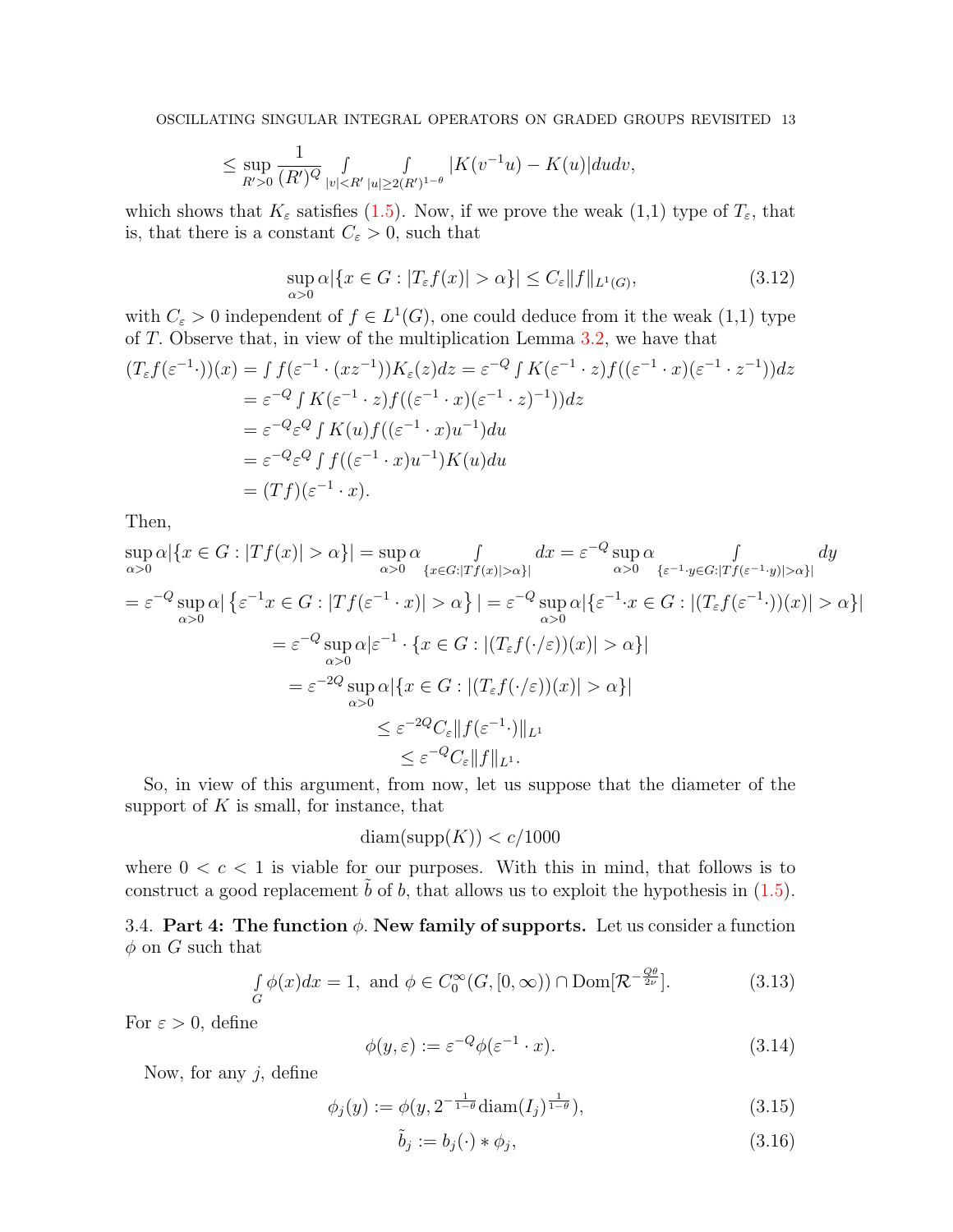$$\leq \sup_{R'>0} \frac{1}{(R')^Q} \int\limits_{|v|<R'} \int\limits_{|u|\geq 2(R')^{1-\theta}} |K(v^{-1}u) - K(u)| du dv,$$

which shows that $K_\varepsilon$ satisfies (1.5). Now, if we prove the weak (1,1) type of $T_\varepsilon$, that is, that there is a constant $C_\varepsilon > 0$, such that

$$\sup_{\alpha>0} \alpha |\{x \in G : |T_\varepsilon f(x)| > \alpha\}| \leq C_\varepsilon \|f\|_{L^1(G)}, \tag{3.12}$$

with $C_\varepsilon > 0$ independent of $f \in L^1(G)$, one could deduce from it the weak (1,1) type of $T$. Observe that, in view of the multiplication Lemma 3.2, we have that

$$\begin{aligned}
(T_\varepsilon f(\varepsilon^{-1} \cdot))(x) &= \int f(\varepsilon^{-1} \cdot (xz^{-1})) K_\varepsilon(z) dz = \varepsilon^{-Q} \int K(\varepsilon^{-1} \cdot z) f((\varepsilon^{-1} \cdot x)(\varepsilon^{-1} \cdot z^{-1})) dz \\
&= \varepsilon^{-Q} \int K(\varepsilon^{-1} \cdot z) f((\varepsilon^{-1} \cdot x)(\varepsilon^{-1} \cdot z)^{-1})) dz \\
&= \varepsilon^{-Q} \varepsilon^{Q} \int K(u) f((\varepsilon^{-1} \cdot x) u^{-1}) du \\
&= \varepsilon^{-Q} \varepsilon^{Q} \int f((\varepsilon^{-1} \cdot x) u^{-1}) K(u) du \\
&= (Tf)(\varepsilon^{-1} \cdot x).
\end{aligned}$$

Then,

$$\begin{aligned}
\sup_{\alpha>0} \alpha |\{x \in G : |Tf(x)| > \alpha\}| &= \sup_{\alpha>0} \alpha \int\limits_{\{x \in G : |Tf(x)| > \alpha\}|} dx = \varepsilon^{-Q} \sup_{\alpha>0} \alpha \int\limits_{\{\varepsilon^{-1} \cdot y \in G : |Tf(\varepsilon^{-1} \cdot y)| > \alpha\}|} dy \\
= \varepsilon^{-Q} \sup_{\alpha>0} \alpha | \left\{ \varepsilon^{-1} x \in G : |Tf(\varepsilon^{-1} \cdot x)| > \alpha \right\} | &= \varepsilon^{-Q} \sup_{\alpha>0} \alpha |\{\varepsilon^{-1} \cdot x \in G : |(T_\varepsilon f(\varepsilon^{-1} \cdot))(x)| > \alpha\}| \\
&= \varepsilon^{-Q} \sup_{\alpha>0} \alpha |\varepsilon^{-1} \cdot \{x \in G : |(T_\varepsilon f(\cdot/\varepsilon))(x)| > \alpha\}| \\
&= \varepsilon^{-2Q} \sup_{\alpha>0} \alpha |\{x \in G : |(T_\varepsilon f(\cdot/\varepsilon))(x)| > \alpha\}| \\
&\leq \varepsilon^{-2Q} C_\varepsilon \|f(\varepsilon^{-1} \cdot)\|_{L^1} \\
&\leq \varepsilon^{-Q} C_\varepsilon \|f\|_{L^1}.
\end{aligned}$$

So, in view of this argument, from now, let us suppose that the diameter of the support of $K$ is small, for instance, that

$$\mathrm{diam}(\mathrm{supp}(K)) < c/1000$$

where $0 < c < 1$ is viable for our purposes. With this in mind, that follows is to construct a good replacement $\tilde{b}$ of $b$, that allows us to exploit the hypothesis in (1.5).

### 3.4. **Part 4: The function $\phi$. New family of supports.**

Let us consider a function $\phi$ on $G$ such that

$$\int\limits_G \phi(x) dx = 1, \text{ and } \phi \in C_0^\infty(G, [0, \infty)) \cap \mathrm{Dom}[\mathcal{R}^{-\frac{Q\theta}{2\nu}}]. \tag{3.13}$$

For $\varepsilon > 0$, define

$$\phi(y, \varepsilon) := \varepsilon^{-Q} \phi(\varepsilon^{-1} \cdot x). \tag{3.14}$$

Now, for any $j$, define

$$\phi_j(y) := \phi(y, 2^{-\frac{1}{1-\theta}} \mathrm{diam}(I_j)^{\frac{1}{1-\theta}}), \tag{3.15}$$

$$\tilde{b}_j := b_j(\cdot) * \phi_j, \tag{3.16}$$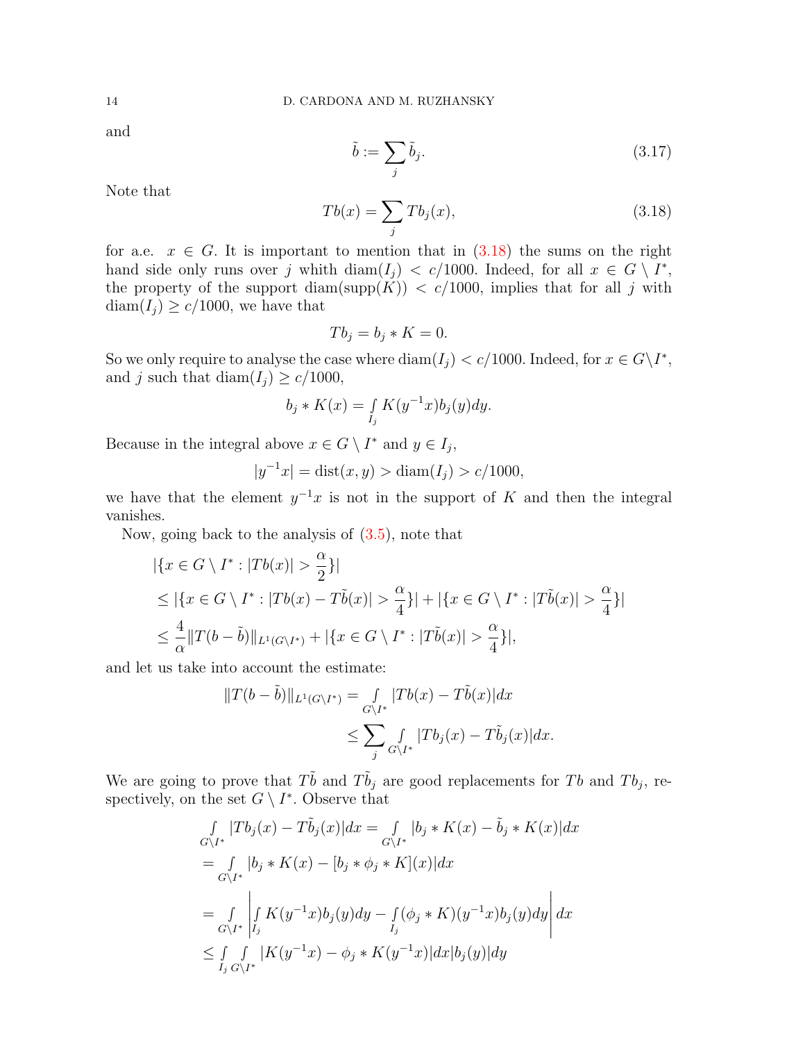and

$$\tilde{b} := \sum_j \tilde{b}_j. \tag{3.17}$$

Note that

$$Tb(x) = \sum_j Tb_j(x), \tag{3.18}$$

for a.e. $x \in G$. It is important to mention that in (3.18) the sums on the right hand side only runs over $j$ whith $\text{diam}(I_j) < c/1000$. Indeed, for all $x \in G \setminus I^*$, the property of the support $\text{diam}(\text{supp}(K)) < c/1000$, implies that for all $j$ with $\text{diam}(I_j) \geq c/1000$, we have that

$$Tb_j = b_j * K = 0.$$

So we only require to analyse the case where $\text{diam}(I_j) < c/1000$. Indeed, for $x \in G \setminus I^*$, and $j$ such that $\text{diam}(I_j) \geq c/1000$,

$$b_j * K(x) = \int_{I_j} K(y^{-1}x) b_j(y) dy.$$

Because in the integral above $x \in G \setminus I^*$ and $y \in I_j$,

$$|y^{-1}x| = \text{dist}(x, y) > \text{diam}(I_j) > c/1000,$$

we have that the element $y^{-1}x$ is not in the support of $K$ and then the integral vanishes.

Now, going back to the analysis of (3.5), note that

$$\begin{aligned}
&|\{x \in G \setminus I^* : |Tb(x)| > \frac{\alpha}{2}\}| \\
&\leq |\{x \in G \setminus I^* : |Tb(x) - T\tilde{b}(x)| > \frac{\alpha}{4}\}| + |\{x \in G \setminus I^* : |T\tilde{b}(x)| > \frac{\alpha}{4}\}| \\
&\leq \frac{4}{\alpha} \|T(b - \tilde{b})\|_{L^1(G \setminus I^*)} + |\{x \in G \setminus I^* : |T\tilde{b}(x)| > \frac{\alpha}{4}\}|,
\end{aligned}$$

and let us take into account the estimate:

$$\begin{aligned}
\|T(b - \tilde{b})\|_{L^1(G \setminus I^*)} &= \int_{G \setminus I^*} |Tb(x) - T\tilde{b}(x)| dx \\
&\leq \sum_j \int_{G \setminus I^*} |Tb_j(x) - T\tilde{b}_j(x)| dx.
\end{aligned}$$

We are going to prove that $T\tilde{b}$ and $T\tilde{b}_j$ are good replacements for $Tb$ and $Tb_j$, respectively, on the set $G \setminus I^*$. Observe that

$$\begin{aligned}
&\int_{G \setminus I^*} |Tb_j(x) - T\tilde{b}_j(x)| dx = \int_{G \setminus I^*} |b_j * K(x) - \tilde{b}_j * K(x)| dx \\
&= \int_{G \setminus I^*} |b_j * K(x) - [b_j * \phi_j * K](x)| dx \\
&= \int_{G \setminus I^*} \left| \int_{I_j} K(y^{-1}x) b_j(y) dy - \int_{I_j} (\phi_j * K)(y^{-1}x) b_j(y) dy \right| dx \\
&\leq \int_{I_j} \int_{G \setminus I^*} |K(y^{-1}x) - \phi_j * K(y^{-1}x)| dx |b_j(y)| dy
\end{aligned}$$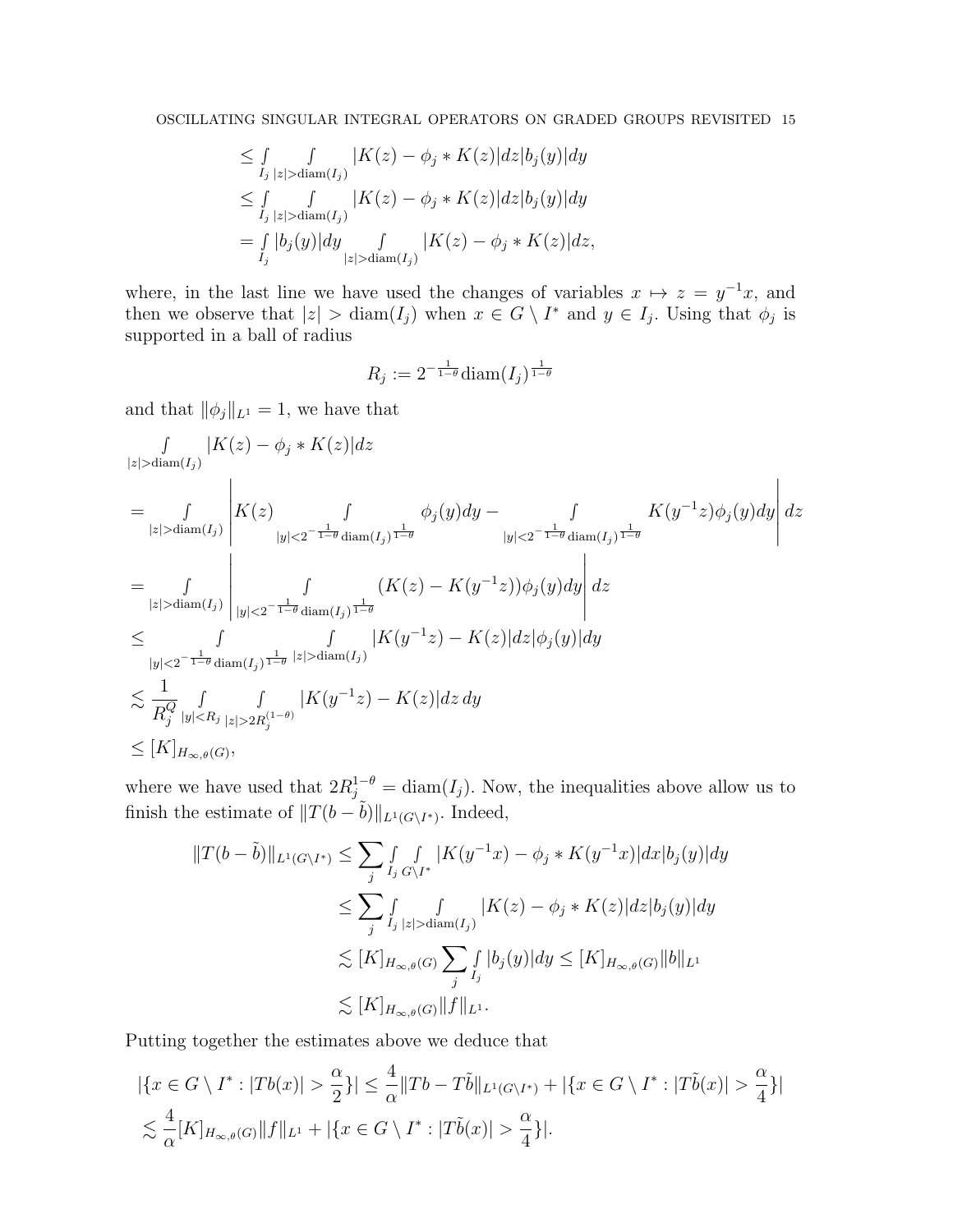$$
\begin{aligned}
&\leq \int_{I_j} \int_{|z|>\operatorname{diam}(I_j)} |K(z) - \phi_j * K(z)| dz |b_j(y)| dy \\
&\leq \int_{I_j} \int_{|z|>\operatorname{diam}(I_j)} |K(z) - \phi_j * K(z)| dz |b_j(y)| dy \\
&= \int_{I_j} |b_j(y)| dy \int_{|z|>\operatorname{diam}(I_j)} |K(z) - \phi_j * K(z)| dz,
\end{aligned}
$$

where, in the last line we have used the changes of variables $x \mapsto z = y^{-1}x$, and then we observe that $|z| > \operatorname{diam}(I_j)$ when $x \in G \setminus I^*$ and $y \in I_j$. Using that $\phi_j$ is supported in a ball of radius

$$
R_j := 2^{-\frac{1}{1-\theta}} \operatorname{diam}(I_j)^{\frac{1}{1-\theta}}
$$

and that $\|\phi_j\|_{L^1} = 1$, we have that

$$
\begin{aligned}
&\int_{|z|>\operatorname{diam}(I_j)} |K(z) - \phi_j * K(z)| dz \\
&= \int_{|z|>\operatorname{diam}(I_j)} \left| K(z) \int_{|y|<2^{-\frac{1}{1-\theta}} \operatorname{diam}(I_j)^{\frac{1}{1-\theta}}} \phi_j(y) dy - \int_{|y|<2^{-\frac{1}{1-\theta}} \operatorname{diam}(I_j)^{\frac{1}{1-\theta}}} K(y^{-1}z) \phi_j(y) dy \right| dz \\
&= \int_{|z|>\operatorname{diam}(I_j)} \left| \int_{|y|<2^{-\frac{1}{1-\theta}} \operatorname{diam}(I_j)^{\frac{1}{1-\theta}}} (K(z) - K(y^{-1}z)) \phi_j(y) dy \right| dz \\
&\leq \int_{|y|<2^{-\frac{1}{1-\theta}} \operatorname{diam}(I_j)^{\frac{1}{1-\theta}}} \int_{|z|>\operatorname{diam}(I_j)} |K(y^{-1}z) - K(z)| dz |\phi_j(y)| dy \\
&\lesssim \frac{1}{R_j^Q} \int_{|y|<R_j} \int_{|z|>2R_j^{(1-\theta)}} |K(y^{-1}z) - K(z)| dz\, dy \\
&\leq [K]_{H_{\infty,\theta}(G)},
\end{aligned}
$$

where we have used that $2R_j^{1-\theta} = \operatorname{diam}(I_j)$. Now, the inequalities above allow us to finish the estimate of $\|T(b - \tilde{b})\|_{L^1(G\setminus I^*)}$. Indeed,

$$
\begin{aligned}
\|T(b - \tilde{b})\|_{L^1(G\setminus I^*)} &\leq \sum_j \int_{I_j} \int_{G\setminus I^*} |K(y^{-1}x) - \phi_j * K(y^{-1}x)| dx |b_j(y)| dy \\
&\leq \sum_j \int_{I_j} \int_{|z|>\operatorname{diam}(I_j)} |K(z) - \phi_j * K(z)| dz |b_j(y)| dy \\
&\lesssim [K]_{H_{\infty,\theta}(G)} \sum_j \int_{I_j} |b_j(y)| dy \leq [K]_{H_{\infty,\theta}(G)} \|b\|_{L^1} \\
&\lesssim [K]_{H_{\infty,\theta}(G)} \|f\|_{L^1}.
\end{aligned}
$$

Putting together the estimates above we deduce that

$$
\begin{aligned}
&|\{x \in G \setminus I^* : |Tb(x)| > \frac{\alpha}{2}\}| \leq \frac{4}{\alpha} \|Tb - T\tilde{b}\|_{L^1(G\setminus I^*)} + |\{x \in G \setminus I^* : |T\tilde{b}(x)| > \frac{\alpha}{4}\}| \\
&\lesssim \frac{4}{\alpha} [K]_{H_{\infty,\theta}(G)} \|f\|_{L^1} + |\{x \in G \setminus I^* : |T\tilde{b}(x)| > \frac{\alpha}{4}\}|.
\end{aligned}
$$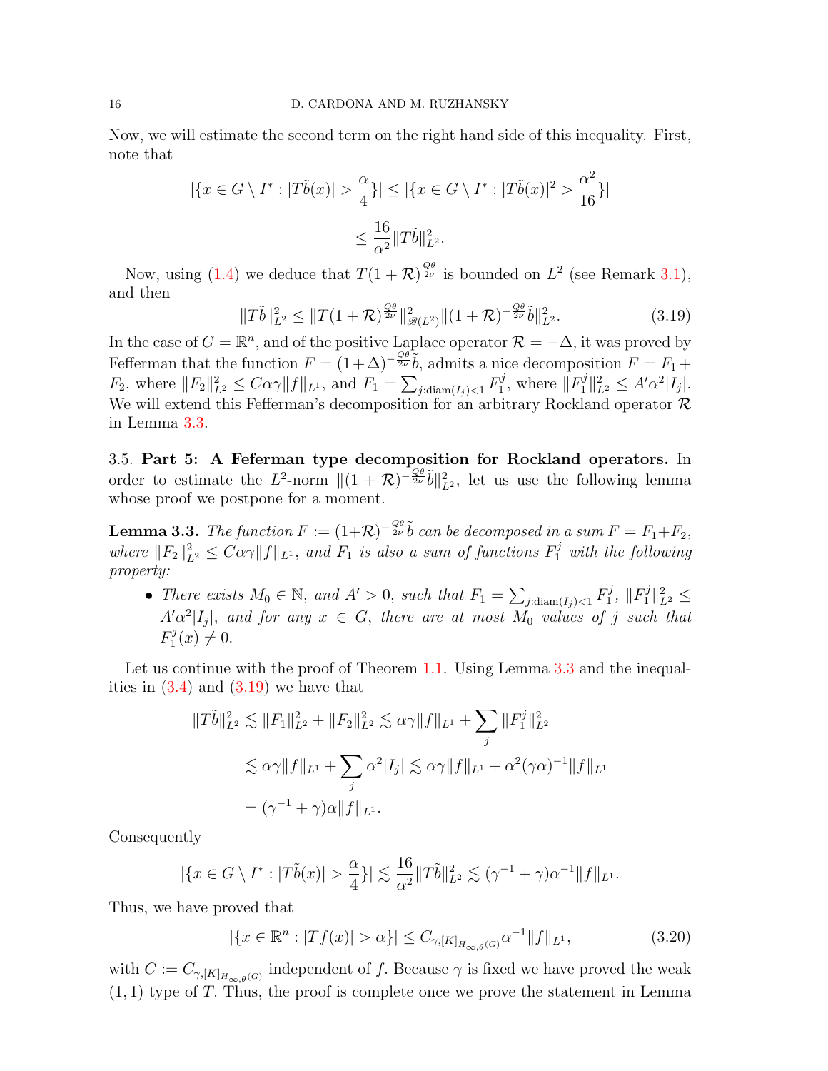Now, we will estimate the second term on the right hand side of this inequality. First, note that

$$|\{x \in G \setminus I^* : |T\tilde{b}(x)| > \frac{\alpha}{4}\}| \leq |\{x \in G \setminus I^* : |T\tilde{b}(x)|^2 > \frac{\alpha^2}{16}\}|$$

$$\leq \frac{16}{\alpha^2}\|T\tilde{b}\|_{L^2}^2.$$

Now, using (1.4) we deduce that $T(1+\mathcal{R})^{\frac{Q\theta}{2\nu}}$ is bounded on $L^2$ (see Remark 3.1), and then

$$\|T\tilde{b}\|_{L^2}^2 \leq \|T(1+\mathcal{R})^{\frac{Q\theta}{2\nu}}\|_{\mathscr{B}(L^2)}^2 \|(1+\mathcal{R})^{-\frac{Q\theta}{2\nu}}\tilde{b}\|_{L^2}^2. \tag{3.19}$$

In the case of $G = \mathbb{R}^n$, and of the positive Laplace operator $\mathcal{R} = -\Delta$, it was proved by Fefferman that the function $F = (1+\Delta)^{-\frac{Q\theta}{2\nu}}\tilde{b}$, admits a nice decomposition $F = F_1 + F_2$, where $\|F_2\|_{L^2}^2 \leq C\alpha\gamma\|f\|_{L^1}$, and $F_1 = \sum_{j:\text{diam}(I_j)<1} F_1^j$, where $\|F_1^j\|_{L^2}^2 \leq A'\alpha^2|I_j|$. We will extend this Fefferman's decomposition for an arbitrary Rockland operator $\mathcal{R}$ in Lemma 3.3.

3.5. **Part 5: A Feferman type decomposition for Rockland operators.** In order to estimate the $L^2$-norm $\|(1+\mathcal{R})^{-\frac{Q\theta}{2\nu}}\tilde{b}\|_{L^2}^2$, let us use the following lemma whose proof we postpone for a moment.

**Lemma 3.3.** *The function $F := (1+\mathcal{R})^{-\frac{Q\theta}{2\nu}}\tilde{b}$ can be decomposed in a sum $F = F_1 + F_2$, where $\|F_2\|_{L^2}^2 \leq C\alpha\gamma\|f\|_{L^1}$, and $F_1$ is also a sum of functions $F_1^j$ with the following property:*

- *There exists $M_0 \in \mathbb{N}$, and $A' > 0$, such that $F_1 = \sum_{j:\text{diam}(I_j)<1} F_1^j$, $\|F_1^j\|_{L^2}^2 \leq A'\alpha^2|I_j|$, and for any $x \in G$, there are at most $M_0$ values of $j$ such that $F_1^j(x) \neq 0$.*

Let us continue with the proof of Theorem 1.1. Using Lemma 3.3 and the inequalities in (3.4) and (3.19) we have that

$$\|T\tilde{b}\|_{L^2}^2 \lesssim \|F_1\|_{L^2}^2 + \|F_2\|_{L^2}^2 \lesssim \alpha\gamma\|f\|_{L^1} + \sum_j \|F_1^j\|_{L^2}^2$$

$$\lesssim \alpha\gamma\|f\|_{L^1} + \sum_j \alpha^2|I_j| \lesssim \alpha\gamma\|f\|_{L^1} + \alpha^2(\gamma\alpha)^{-1}\|f\|_{L^1}$$

$$= (\gamma^{-1}+\gamma)\alpha\|f\|_{L^1}.$$

Consequently

$$|\{x \in G \setminus I^* : |T\tilde{b}(x)| > \frac{\alpha}{4}\}| \lesssim \frac{16}{\alpha^2}\|T\tilde{b}\|_{L^2}^2 \lesssim (\gamma^{-1}+\gamma)\alpha^{-1}\|f\|_{L^1}.$$

Thus, we have proved that

$$|\{x \in \mathbb{R}^n : |Tf(x)| > \alpha\}| \leq C_{\gamma,[K]_{H_{\infty,\theta}(G)}}\alpha^{-1}\|f\|_{L^1}, \tag{3.20}$$

with $C := C_{\gamma,[K]_{H_{\infty,\theta}(G)}}$ independent of $f$. Because $\gamma$ is fixed we have proved the weak $(1,1)$ type of $T$. Thus, the proof is complete once we prove the statement in Lemma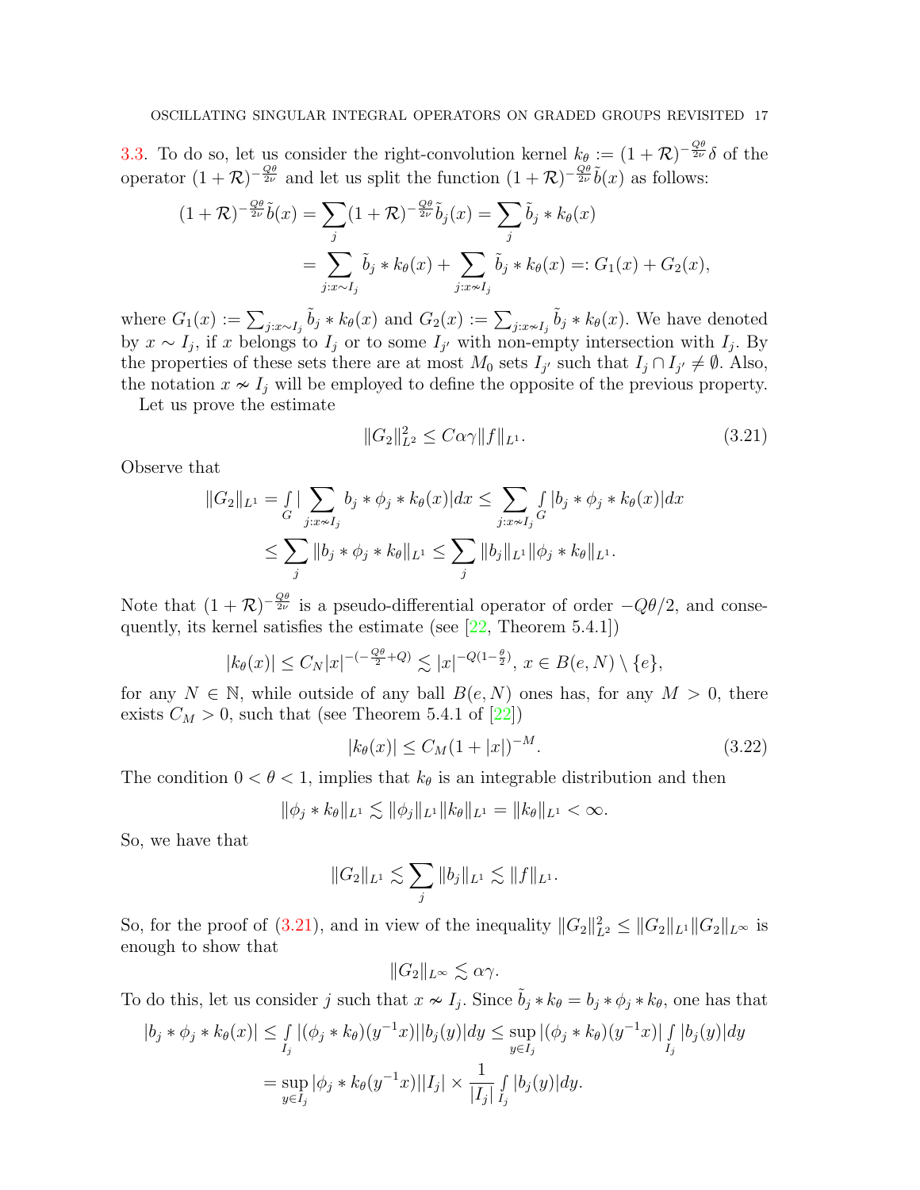3.3. To do so, let us consider the right-convolution kernel $k_\theta := (1+\mathcal{R})^{-\frac{Q\theta}{2\nu}}\delta$ of the operator $(1+\mathcal{R})^{-\frac{Q\theta}{2\nu}}$ and let us split the function $(1+\mathcal{R})^{-\frac{Q\theta}{2\nu}}\tilde{b}(x)$ as follows:

$$
\begin{aligned}
(1+\mathcal{R})^{-\frac{Q\theta}{2\nu}}\tilde{b}(x) &= \sum_j (1+\mathcal{R})^{-\frac{Q\theta}{2\nu}}\tilde{b}_j(x) = \sum_j \tilde{b}_j * k_\theta(x) \\
&= \sum_{j:x\sim I_j} \tilde{b}_j * k_\theta(x) + \sum_{j:x\nsim I_j} \tilde{b}_j * k_\theta(x) =: G_1(x) + G_2(x),
\end{aligned}
$$

where $G_1(x) := \sum_{j:x\sim I_j} \tilde{b}_j * k_\theta(x)$ and $G_2(x) := \sum_{j:x\nsim I_j} \tilde{b}_j * k_\theta(x)$. We have denoted by $x \sim I_j$, if $x$ belongs to $I_j$ or to some $I_{j'}$ with non-empty intersection with $I_j$. By the properties of these sets there are at most $M_0$ sets $I_{j'}$ such that $I_j \cap I_{j'} \neq \emptyset$. Also, the notation $x \nsim I_j$ will be employed to define the opposite of the previous property.

Let us prove the estimate

$$
\|G_2\|_{L^2}^2 \leq C\alpha\gamma\|f\|_{L^1}. \tag{3.21}
$$

Observe that

$$
\begin{aligned}
\|G_2\|_{L^1} &= \int_G |\sum_{j:x\nsim I_j} b_j * \phi_j * k_\theta(x)|dx \leq \sum_{j:x\nsim I_j} \int_G |b_j * \phi_j * k_\theta(x)|dx \\
&\leq \sum_j \|b_j * \phi_j * k_\theta\|_{L^1} \leq \sum_j \|b_j\|_{L^1}\|\phi_j * k_\theta\|_{L^1}.
\end{aligned}
$$

Note that $(1+\mathcal{R})^{-\frac{Q\theta}{2\nu}}$ is a pseudo-differential operator of order $-Q\theta/2$, and consequently, its kernel satisfies the estimate (see [22, Theorem 5.4.1])

$$
|k_\theta(x)| \leq C_N |x|^{-(-\frac{Q\theta}{2}+Q)} \lesssim |x|^{-Q(1-\frac{\theta}{2})},\ x \in B(e,N)\setminus\{e\},
$$

for any $N \in \mathbb{N}$, while outside of any ball $B(e,N)$ ones has, for any $M > 0$, there exists $C_M > 0$, such that (see Theorem 5.4.1 of [22])

$$
|k_\theta(x)| \leq C_M(1+|x|)^{-M}. \tag{3.22}
$$

The condition $0 < \theta < 1$, implies that $k_\theta$ is an integrable distribution and then

$$
\|\phi_j * k_\theta\|_{L^1} \lesssim \|\phi_j\|_{L^1}\|k_\theta\|_{L^1} = \|k_\theta\|_{L^1} < \infty.
$$

So, we have that

$$
\|G_2\|_{L^1} \lesssim \sum_j \|b_j\|_{L^1} \lesssim \|f\|_{L^1}.
$$

So, for the proof of (3.21), and in view of the inequality $\|G_2\|_{L^2}^2 \leq \|G_2\|_{L^1}\|G_2\|_{L^\infty}$ is enough to show that

$$
\|G_2\|_{L^\infty} \lesssim \alpha\gamma.
$$

To do this, let us consider $j$ such that $x \nsim I_j$. Since $\tilde{b}_j * k_\theta = b_j * \phi_j * k_\theta$, one has that

$$
\begin{aligned}
|b_j * \phi_j * k_\theta(x)| &\leq \int_{I_j} |(\phi_j * k_\theta)(y^{-1}x)||b_j(y)|dy \leq \sup_{y\in I_j} |(\phi_j * k_\theta)(y^{-1}x)| \int_{I_j} |b_j(y)|dy \\
&= \sup_{y\in I_j} |\phi_j * k_\theta(y^{-1}x)||I_j| \times \frac{1}{|I_j|}\int_{I_j} |b_j(y)|dy.
\end{aligned}
$$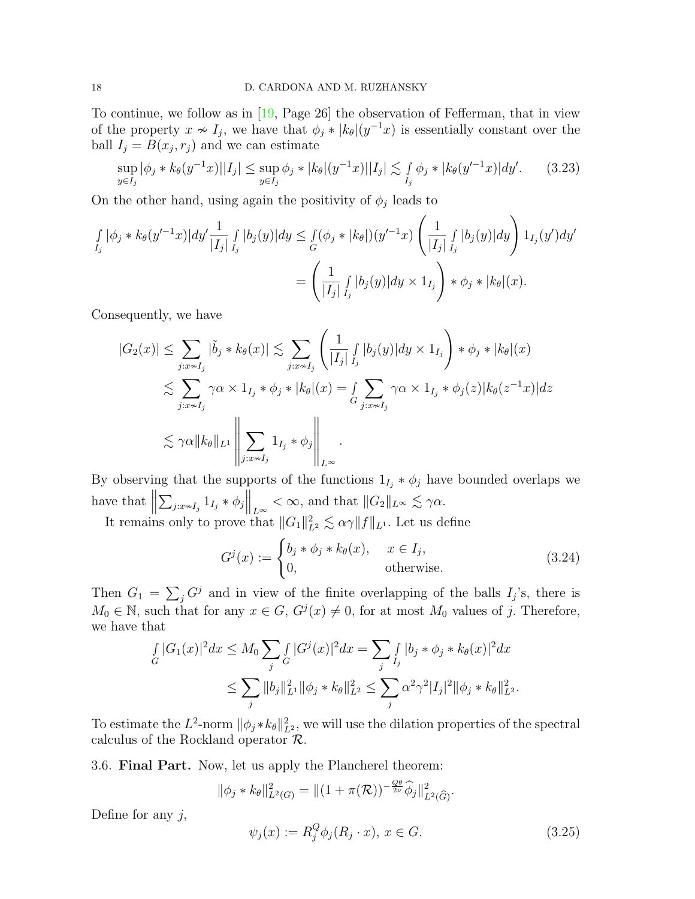To continue, we follow as in [19, Page 26] the observation of Fefferman, that in view of the property $x \nsim I_j$, we have that $\phi_j * |k_\theta|(y^{-1}x)$ is essentially constant over the ball $I_j = B(x_j, r_j)$ and we can estimate

$$\sup_{y\in I_j} |\phi_j * k_\theta(y^{-1}x)||I_j| \leq \sup_{y\in I_j} \phi_j * |k_\theta|(y^{-1}x)||I_j| \lesssim \int_{I_j} \phi_j * |k_\theta(y'^{-1}x)|dy'. \tag{3.23}$$

On the other hand, using again the positivity of $\phi_j$ leads to

$$\int_{I_j} |\phi_j * k_\theta(y'^{-1}x)|dy' \frac{1}{|I_j|} \int_{I_j} |b_j(y)|dy \leq \int_G (\phi_j * |k_\theta|)(y'^{-1}x) \left( \frac{1}{|I_j|} \int_{I_j} |b_j(y)|dy \right) 1_{I_j}(y')dy'$$
$$= \left( \frac{1}{|I_j|} \int_{I_j} |b_j(y)|dy \times 1_{I_j} \right) * \phi_j * |k_\theta|(x).$$

Consequently, we have

$$|G_2(x)| \leq \sum_{j:x\nsim I_j} |\tilde{b}_j * k_\theta(x)| \lesssim \sum_{j:x\nsim I_j} \left( \frac{1}{|I_j|} \int_{I_j} |b_j(y)|dy \times 1_{I_j} \right) * \phi_j * |k_\theta|(x)$$
$$\lesssim \sum_{j:x\nsim I_j} \gamma\alpha \times 1_{I_j} * \phi_j * |k_\theta|(x) = \int_G \sum_{j:x\nsim I_j} \gamma\alpha \times 1_{I_j} * \phi_j(z)|k_\theta(z^{-1}x)|dz$$
$$\lesssim \gamma\alpha \|k_\theta\|_{L^1} \left\| \sum_{j:x\nsim I_j} 1_{I_j} * \phi_j \right\|_{L^\infty}.$$

By observing that the supports of the functions $1_{I_j} * \phi_j$ have bounded overlaps we have that $\left\| \sum_{j:x\nsim I_j} 1_{I_j} * \phi_j \right\|_{L^\infty} < \infty$, and that $\|G_2\|_{L^\infty} \lesssim \gamma\alpha$.

It remains only to prove that $\|G_1\|_{L^2}^2 \lesssim \alpha\gamma \|f\|_{L^1}$. Let us define

$$G^j(x) := \begin{cases} b_j * \phi_j * k_\theta(x), & x \in I_j, \\ 0, & \text{otherwise.} \end{cases} \tag{3.24}$$

Then $G_1 = \sum_j G^j$ and in view of the finite overlapping of the balls $I_j$'s, there is $M_0 \in \mathbb{N}$, such that for any $x \in G$, $G^j(x) \neq 0$, for at most $M_0$ values of $j$. Therefore, we have that

$$\int_G |G_1(x)|^2 dx \leq M_0 \sum_j \int_G |G^j(x)|^2 dx = \sum_j \int_{I_j} |b_j * \phi_j * k_\theta(x)|^2 dx$$
$$\leq \sum_j \|b_j\|_{L^1}^2 \|\phi_j * k_\theta\|_{L^2}^2 \leq \sum_j \alpha^2\gamma^2 |I_j|^2 \|\phi_j * k_\theta\|_{L^2}^2.$$

To estimate the $L^2$-norm $\|\phi_j * k_\theta\|_{L^2}^2$, we will use the dilation properties of the spectral calculus of the Rockland operator $\mathcal{R}$.

### 3.6. **Final Part.**

Now, let us apply the Plancherel theorem:

$$\|\phi_j * k_\theta\|_{L^2(G)}^2 = \|(1 + \pi(\mathcal{R}))^{-\frac{Q\theta}{2\nu}} \widehat{\phi}_j\|_{L^2(\widehat{G})}^2.$$

Define for any $j$,

$$\psi_j(x) := R_j^Q \phi_j(R_j \cdot x),\ x \in G. \tag{3.25}$$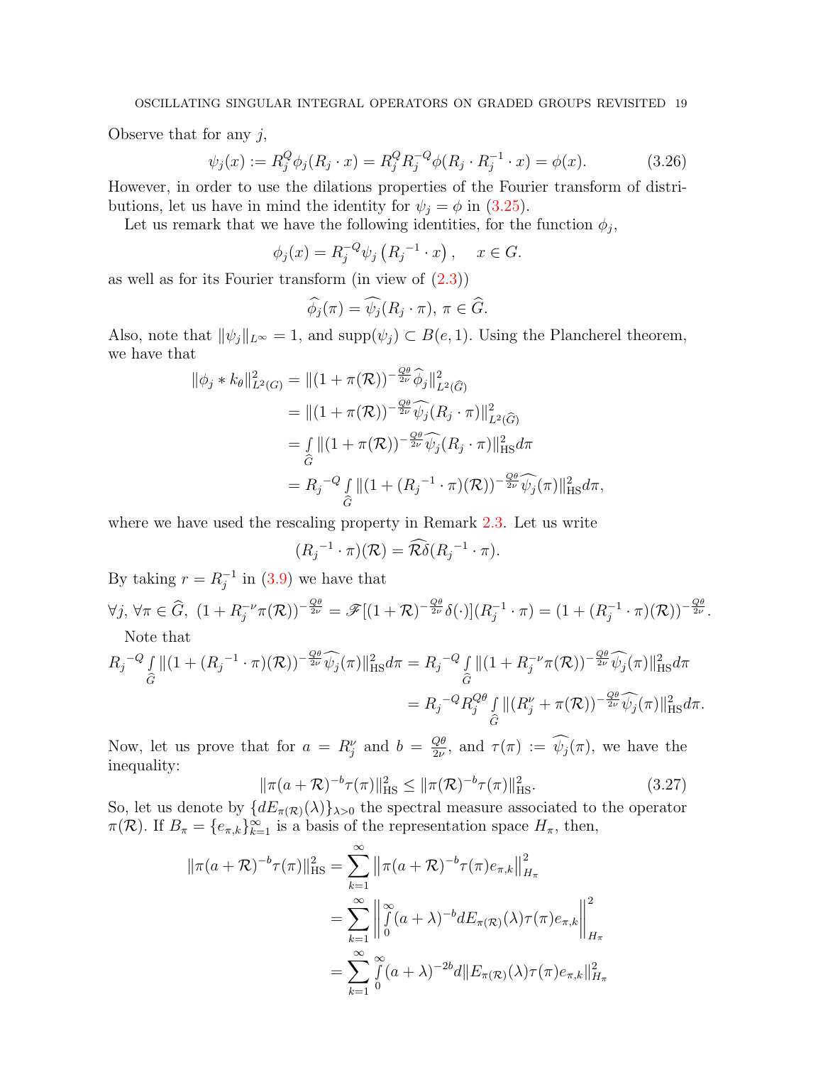Observe that for any $j$,

$$\psi_j(x) := R_j^Q \phi_j(R_j \cdot x) = R_j^Q R_j^{-Q} \phi(R_j \cdot R_j^{-1} \cdot x) = \phi(x). \tag{3.26}$$

However, in order to use the dilations properties of the Fourier transform of distributions, let us have in mind the identity for $\psi_j = \phi$ in (3.25).

Let us remark that we have the following identities, for the function $\phi_j$,

$$\phi_j(x) = R_j^{-Q} \psi_j\left(R_j^{-1} \cdot x\right), \quad x \in G.$$

as well as for its Fourier transform (in view of (2.3))

$$\widehat{\phi}_j(\pi) = \widehat{\psi_j}(R_j \cdot \pi),\ \pi \in \widehat{G}.$$

Also, note that $\|\psi_j\|_{L^\infty} = 1$, and $\mathrm{supp}(\psi_j) \subset B(e,1)$. Using the Plancherel theorem, we have that

$$\begin{aligned}
\|\phi_j * k_\theta\|^2_{L^2(G)} &= \|(1+\pi(\mathcal{R}))^{-\frac{Q\theta}{2\nu}} \widehat{\phi}_j\|^2_{L^2(\widehat{G})} \\
&= \|(1+\pi(\mathcal{R}))^{-\frac{Q\theta}{2\nu}} \widehat{\psi_j}(R_j \cdot \pi)\|^2_{L^2(\widehat{G})} \\
&= \int_{\widehat{G}} \|(1+\pi(\mathcal{R}))^{-\frac{Q\theta}{2\nu}} \widehat{\psi_j}(R_j \cdot \pi)\|^2_{\mathrm{HS}} d\pi \\
&= R_j{}^{-Q} \int_{\widehat{G}} \|(1+(R_j{}^{-1}\cdot\pi)(\mathcal{R}))^{-\frac{Q\theta}{2\nu}} \widehat{\psi_j}(\pi)\|^2_{\mathrm{HS}} d\pi,
\end{aligned}$$

where we have used the rescaling property in Remark 2.3. Let us write

$$(R_j{}^{-1} \cdot \pi)(\mathcal{R}) = \widehat{\mathcal{R}\delta}(R_j{}^{-1} \cdot \pi).$$

By taking $r = R_j^{-1}$ in (3.9) we have that

$$\forall j,\ \forall \pi \in \widehat{G},\ (1 + R_j^{-\nu}\pi(\mathcal{R}))^{-\frac{Q\theta}{2\nu}} = \mathscr{F}[(1+\mathcal{R})^{-\frac{Q\theta}{2\nu}}\delta(\cdot)](R_j^{-1}\cdot\pi) = (1+(R_j^{-1}\cdot\pi)(\mathcal{R}))^{-\frac{Q\theta}{2\nu}}.$$

Note that

$$\begin{aligned}
R_j{}^{-Q} \int_{\widehat{G}} \|(1+(R_j{}^{-1}\cdot\pi)(\mathcal{R}))^{-\frac{Q\theta}{2\nu}} \widehat{\psi_j}(\pi)\|^2_{\mathrm{HS}} d\pi &= R_j{}^{-Q} \int_{\widehat{G}} \|(1+R_j^{-\nu}\pi(\mathcal{R}))^{-\frac{Q\theta}{2\nu}} \widehat{\psi_j}(\pi)\|^2_{\mathrm{HS}} d\pi \\
&= R_j{}^{-Q} R_j^{Q\theta} \int_{\widehat{G}} \|(R_j^\nu + \pi(\mathcal{R}))^{-\frac{Q\theta}{2\nu}} \widehat{\psi_j}(\pi)\|^2_{\mathrm{HS}} d\pi.
\end{aligned}$$

Now, let us prove that for $a = R_j^\nu$ and $b = \frac{Q\theta}{2\nu}$, and $\tau(\pi) := \widehat{\psi_j}(\pi)$, we have the inequality:

$$\|\pi(a+\mathcal{R})^{-b}\tau(\pi)\|^2_{\mathrm{HS}} \leq \|\pi(\mathcal{R})^{-b}\tau(\pi)\|^2_{\mathrm{HS}}. \tag{3.27}$$

So, let us denote by $\{dE_{\pi(\mathcal{R})}(\lambda)\}_{\lambda>0}$ the spectral measure associated to the operator $\pi(\mathcal{R})$. If $B_\pi = \{e_{\pi,k}\}_{k=1}^\infty$ is a basis of the representation space $H_\pi$, then,

$$\begin{aligned}
\|\pi(a+\mathcal{R})^{-b}\tau(\pi)\|^2_{\mathrm{HS}} &= \sum_{k=1}^\infty \left\|\pi(a+\mathcal{R})^{-b}\tau(\pi)e_{\pi,k}\right\|^2_{H_\pi} \\
&= \sum_{k=1}^\infty \left\| \int_0^\infty (a+\lambda)^{-b} dE_{\pi(\mathcal{R})}(\lambda)\tau(\pi)e_{\pi,k}\right\|^2_{H_\pi} \\
&= \sum_{k=1}^\infty \int_0^\infty (a+\lambda)^{-2b} d\|E_{\pi(\mathcal{R})}(\lambda)\tau(\pi)e_{\pi,k}\|^2_{H_\pi}
\end{aligned}$$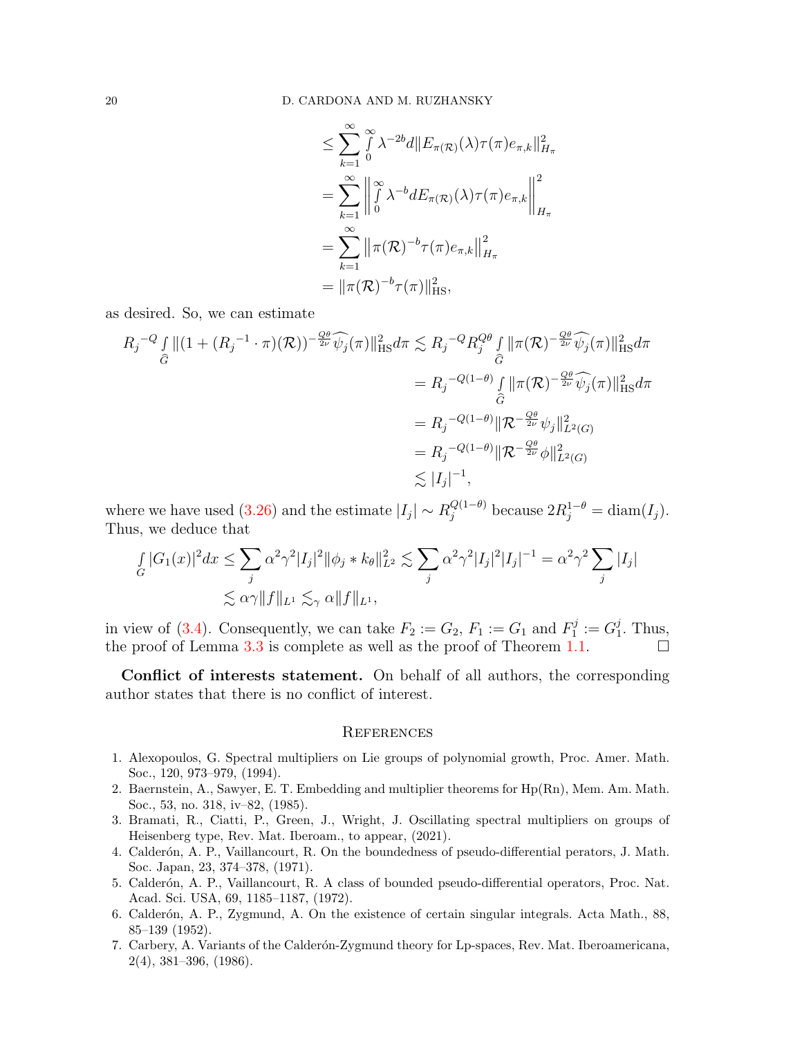$$
\begin{aligned}
&\leq \sum_{k=1}^{\infty} \int_0^{\infty} \lambda^{-2b} d\|E_{\pi(\mathcal{R})}(\lambda)\tau(\pi)e_{\pi,k}\|_{H_\pi}^2 \\
&= \sum_{k=1}^{\infty} \left\| \int_0^{\infty} \lambda^{-b} dE_{\pi(\mathcal{R})}(\lambda)\tau(\pi)e_{\pi,k} \right\|_{H_\pi}^2 \\
&= \sum_{k=1}^{\infty} \left\| \pi(\mathcal{R})^{-b}\tau(\pi)e_{\pi,k} \right\|_{H_\pi}^2 \\
&= \|\pi(\mathcal{R})^{-b}\tau(\pi)\|_{\mathrm{HS}}^2,
\end{aligned}
$$

as desired. So, we can estimate

$$
\begin{aligned}
R_j{}^{-Q} \int_{\widehat{G}} \|(1+(R_j{}^{-1}\cdot\pi)(\mathcal{R}))^{-\frac{Q\theta}{2\nu}} \widehat{\psi}_j(\pi)\|_{\mathrm{HS}}^2 d\pi &\lesssim R_j{}^{-Q} R_j^{Q\theta} \int_{\widehat{G}} \|\pi(\mathcal{R})^{-\frac{Q\theta}{2\nu}} \widehat{\psi}_j(\pi)\|_{\mathrm{HS}}^2 d\pi \\
&= R_j{}^{-Q(1-\theta)} \int_{\widehat{G}} \|\pi(\mathcal{R})^{-\frac{Q\theta}{2\nu}} \widehat{\psi}_j(\pi)\|_{\mathrm{HS}}^2 d\pi \\
&= R_j{}^{-Q(1-\theta)} \|\mathcal{R}^{-\frac{Q\theta}{2\nu}} \psi_j\|_{L^2(G)}^2 \\
&= R_j{}^{-Q(1-\theta)} \|\mathcal{R}^{-\frac{Q\theta}{2\nu}} \phi\|_{L^2(G)}^2 \\
&\lesssim |I_j|^{-1},
\end{aligned}
$$

where we have used (3.26) and the estimate $|I_j| \sim R_j^{Q(1-\theta)}$ because $2R_j^{1-\theta} = \mathrm{diam}(I_j)$. Thus, we deduce that

$$
\begin{aligned}
\int_G |G_1(x)|^2 dx \leq \sum_j \alpha^2\gamma^2 |I_j|^2 \|\phi_j * k_\theta\|_{L^2}^2 \lesssim \sum_j \alpha^2\gamma^2 |I_j|^2 |I_j|^{-1} = \alpha^2\gamma^2 \sum_j |I_j| \\
\lesssim \alpha\gamma \|f\|_{L^1} \lesssim_\gamma \alpha \|f\|_{L^1},
\end{aligned}
$$

in view of (3.4). Consequently, we can take $F_2 := G_2$, $F_1 := G_1$ and $F_1^j := G_1^j$. Thus, the proof of Lemma 3.3 is complete as well as the proof of Theorem 1.1. ☐

**Conflict of interests statement.** On behalf of all authors, the corresponding author states that there is no conflict of interest.

## References

1. Alexopoulos, G. Spectral multipliers on Lie groups of polynomial growth, Proc. Amer. Math. Soc., 120, 973–979, (1994).
2. Baernstein, A., Sawyer, E. T. Embedding and multiplier theorems for Hp(Rn), Mem. Am. Math. Soc., 53, no. 318, iv–82, (1985).
3. Bramati, R., Ciatti, P., Green, J., Wright, J. Oscillating spectral multipliers on groups of Heisenberg type, Rev. Mat. Iberoam., to appear, (2021).
4. Calderón, A. P., Vaillancourt, R. On the boundedness of pseudo-differential perators, J. Math. Soc. Japan, 23, 374–378, (1971).
5. Calderón, A. P., Vaillancourt, R. A class of bounded pseudo-differential operators, Proc. Nat. Acad. Sci. USA, 69, 1185–1187, (1972).
6. Calderón, A. P., Zygmund, A. On the existence of certain singular integrals. Acta Math., 88, 85–139 (1952).
7. Carbery, A. Variants of the Calderón-Zygmund theory for Lp-spaces, Rev. Mat. Iberoamericana, 2(4), 381–396, (1986).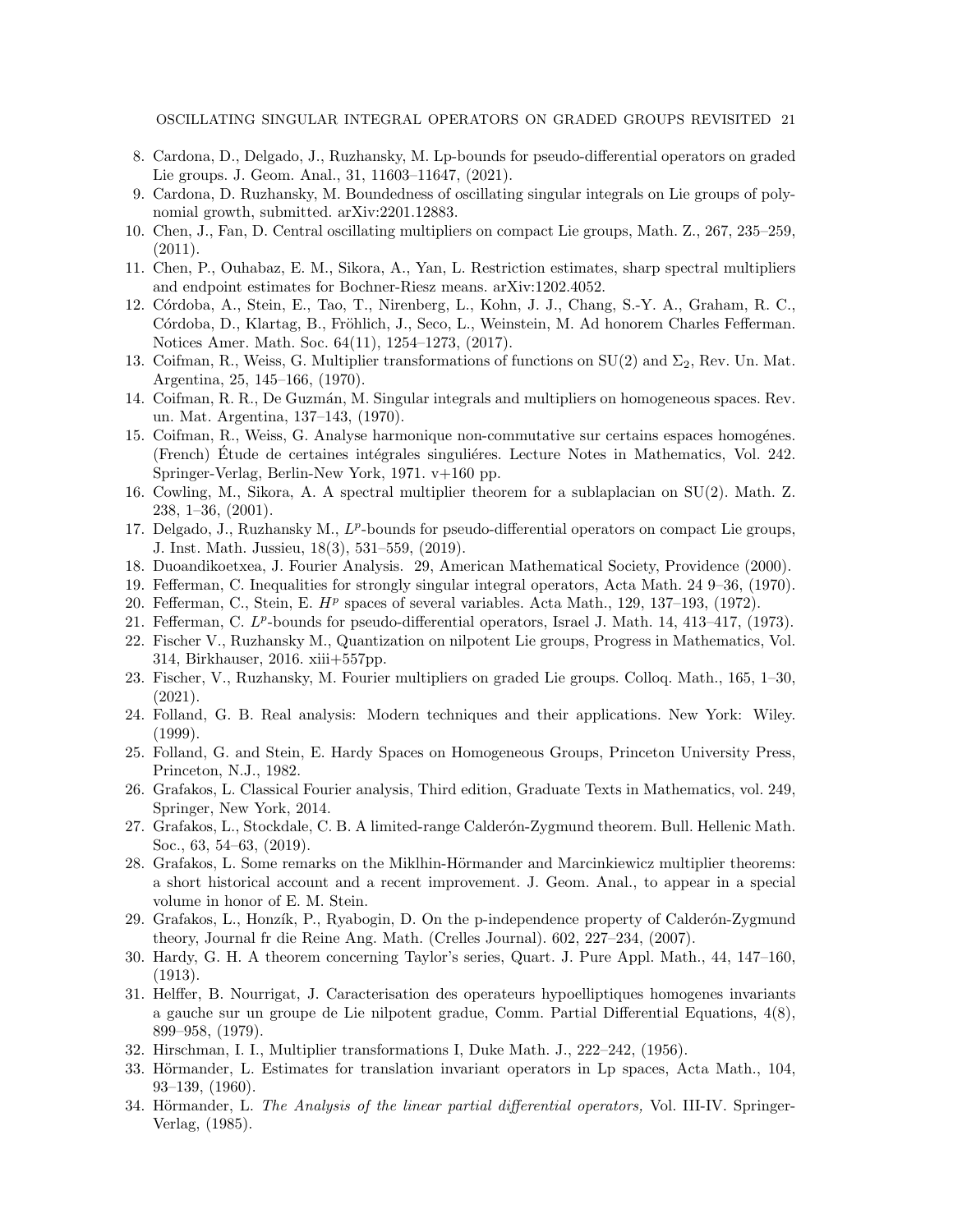8. Cardona, D., Delgado, J., Ruzhansky, M. Lp-bounds for pseudo-differential operators on graded Lie groups. J. Geom. Anal., 31, 11603–11647, (2021).
9. Cardona, D. Ruzhansky, M. Boundedness of oscillating singular integrals on Lie groups of polynomial growth, submitted. arXiv:2201.12883.
10. Chen, J., Fan, D. Central oscillating multipliers on compact Lie groups, Math. Z., 267, 235–259, (2011).
11. Chen, P., Ouhabaz, E. M., Sikora, A., Yan, L. Restriction estimates, sharp spectral multipliers and endpoint estimates for Bochner-Riesz means. arXiv:1202.4052.
12. Córdoba, A., Stein, E., Tao, T., Nirenberg, L., Kohn, J. J., Chang, S.-Y. A., Graham, R. C., Córdoba, D., Klartag, B., Fröhlich, J., Seco, L., Weinstein, M. Ad honorem Charles Fefferman. Notices Amer. Math. Soc. 64(11), 1254–1273, (2017).
13. Coifman, R., Weiss, G. Multiplier transformations of functions on SU(2) and $\Sigma_2$, Rev. Un. Mat. Argentina, 25, 145–166, (1970).
14. Coifman, R. R., De Guzmán, M. Singular integrals and multipliers on homogeneous spaces. Rev. un. Mat. Argentina, 137–143, (1970).
15. Coifman, R., Weiss, G. Analyse harmonique non-commutative sur certains espaces homogénes. (French) Étude de certaines intégrales singuliéres. Lecture Notes in Mathematics, Vol. 242. Springer-Verlag, Berlin-New York, 1971. v+160 pp.
16. Cowling, M., Sikora, A. A spectral multiplier theorem for a sublaplacian on SU(2). Math. Z. 238, 1–36, (2001).
17. Delgado, J., Ruzhansky M., $L^p$-bounds for pseudo-differential operators on compact Lie groups, J. Inst. Math. Jussieu, 18(3), 531–559, (2019).
18. Duoandikoetxea, J. Fourier Analysis. 29, American Mathematical Society, Providence (2000).
19. Fefferman, C. Inequalities for strongly singular integral operators, Acta Math. 24 9–36, (1970).
20. Fefferman, C., Stein, E. $H^p$ spaces of several variables. Acta Math., 129, 137–193, (1972).
21. Fefferman, C. $L^p$-bounds for pseudo-differential operators, Israel J. Math. 14, 413–417, (1973).
22. Fischer V., Ruzhansky M., Quantization on nilpotent Lie groups, Progress in Mathematics, Vol. 314, Birkhauser, 2016. xiii+557pp.
23. Fischer, V., Ruzhansky, M. Fourier multipliers on graded Lie groups. Colloq. Math., 165, 1–30, (2021).
24. Folland, G. B. Real analysis: Modern techniques and their applications. New York: Wiley. (1999).
25. Folland, G. and Stein, E. Hardy Spaces on Homogeneous Groups, Princeton University Press, Princeton, N.J., 1982.
26. Grafakos, L. Classical Fourier analysis, Third edition, Graduate Texts in Mathematics, vol. 249, Springer, New York, 2014.
27. Grafakos, L., Stockdale, C. B. A limited-range Calderón-Zygmund theorem. Bull. Hellenic Math. Soc., 63, 54–63, (2019).
28. Grafakos, L. Some remarks on the Miklhin-Hörmander and Marcinkiewicz multiplier theorems: a short historical account and a recent improvement. J. Geom. Anal., to appear in a special volume in honor of E. M. Stein.
29. Grafakos, L., Honzík, P., Ryabogin, D. On the p-independence property of Calderón-Zygmund theory, Journal fr die Reine Ang. Math. (Crelles Journal). 602, 227–234, (2007).
30. Hardy, G. H. A theorem concerning Taylor's series, Quart. J. Pure Appl. Math., 44, 147–160, (1913).
31. Helffer, B. Nourrigat, J. Caracterisation des operateurs hypoelliptiques homogenes invariants a gauche sur un groupe de Lie nilpotent gradue, Comm. Partial Differential Equations, 4(8), 899–958, (1979).
32. Hirschman, I. I., Multiplier transformations I, Duke Math. J., 222–242, (1956).
33. Hörmander, L. Estimates for translation invariant operators in Lp spaces, Acta Math., 104, 93–139, (1960).
34. Hörmander, L. *The Analysis of the linear partial differential operators,* Vol. III-IV. Springer-Verlag, (1985).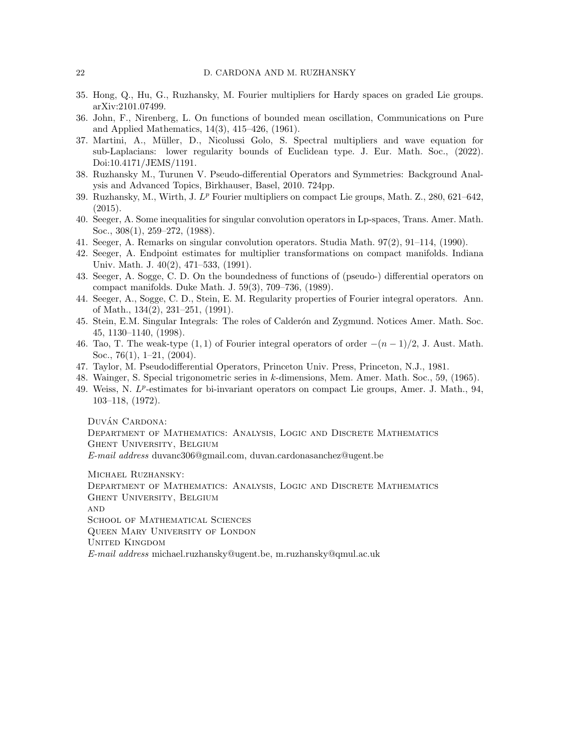35. Hong, Q., Hu, G., Ruzhansky, M. Fourier multipliers for Hardy spaces on graded Lie groups. arXiv:2101.07499.
36. John, F., Nirenberg, L. On functions of bounded mean oscillation, Communications on Pure and Applied Mathematics, 14(3), 415–426, (1961).
37. Martini, A., Müller, D., Nicolussi Golo, S. Spectral multipliers and wave equation for sub-Laplacians: lower regularity bounds of Euclidean type. J. Eur. Math. Soc., (2022). Doi:10.4171/JEMS/1191.
38. Ruzhansky M., Turunen V. Pseudo-differential Operators and Symmetries: Background Analysis and Advanced Topics, Birkhauser, Basel, 2010. 724pp.
39. Ruzhansky, M., Wirth, J. $L^p$ Fourier multipliers on compact Lie groups, Math. Z., 280, 621–642, (2015).
40. Seeger, A. Some inequalities for singular convolution operators in Lp-spaces, Trans. Amer. Math. Soc., 308(1), 259–272, (1988).
41. Seeger, A. Remarks on singular convolution operators. Studia Math. 97(2), 91–114, (1990).
42. Seeger, A. Endpoint estimates for multiplier transformations on compact manifolds. Indiana Univ. Math. J. 40(2), 471–533, (1991).
43. Seeger, A. Sogge, C. D. On the boundedness of functions of (pseudo-) differential operators on compact manifolds. Duke Math. J. 59(3), 709–736, (1989).
44. Seeger, A., Sogge, C. D., Stein, E. M. Regularity properties of Fourier integral operators. Ann. of Math., 134(2), 231–251, (1991).
45. Stein, E.M. Singular Integrals: The roles of Calderón and Zygmund. Notices Amer. Math. Soc. 45, 1130–1140, (1998).
46. Tao, T. The weak-type $(1,1)$ of Fourier integral operators of order $-(n-1)/2$, J. Aust. Math. Soc., 76(1), 1–21, (2004).
47. Taylor, M. Pseudodifferential Operators, Princeton Univ. Press, Princeton, N.J., 1981.
48. Wainger, S. Special trigonometric series in $k$-dimensions, Mem. Amer. Math. Soc., 59, (1965).
49. Weiss, N. $L^p$-estimates for bi-invariant operators on compact Lie groups, Amer. J. Math., 94, 103–118, (1972).

Duván Cardona:
Department of Mathematics: Analysis, Logic and Discrete Mathematics
Ghent University, Belgium
*E-mail address* duvanc306@gmail.com, duvan.cardonasanchez@ugent.be

Michael Ruzhansky:
Department of Mathematics: Analysis, Logic and Discrete Mathematics
Ghent University, Belgium
and
School of Mathematical Sciences
Queen Mary University of London
United Kingdom
*E-mail address* michael.ruzhansky@ugent.be, m.ruzhansky@qmul.ac.uk